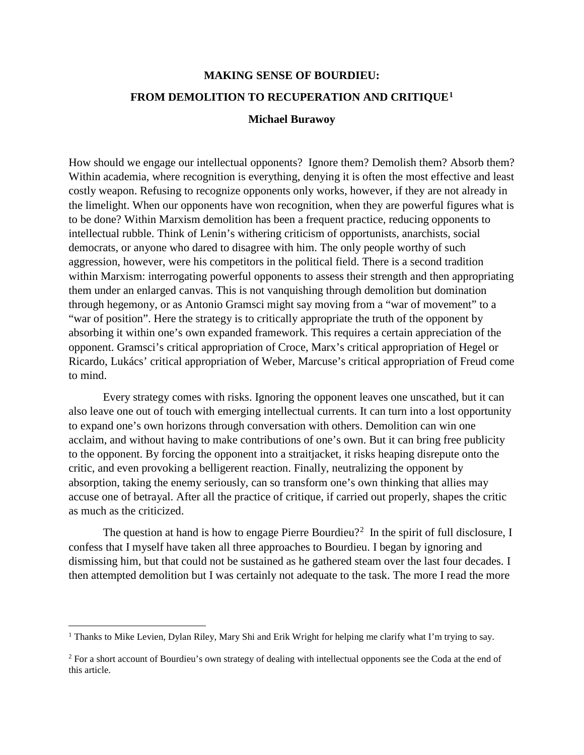# MAKING SENSE OF BOURDIEU:

## FROM DEMOLITION TO RECUPERATION AND CRITIQUE[1]

**Michael Burawoy**

How should we engage our intellectual opponents? Ignore them? Demolish them? Absorb them? Within academia, where recognition is everything, denying it is often the most effective and least costly weapon. Refusing to recognize opponents only works, however, if they are not already in the limelight. When our opponents have won recognition, when they are powerful figures what is to be done? Within Marxism demolition has been a frequent practice, reducing opponents to intellectual rubble. Think of Lenin's withering criticism of opportunists, anarchists, social democrats, or anyone who dared to disagree with him. The only people worthy of such aggression, however, were his competitors in the political field. There is a second tradition within Marxism: interrogating powerful opponents to assess their strength and then appropriating them under an enlarged canvas. This is not vanquishing through demolition but domination through hegemony, or as Antonio Gramsci might say moving from a "war of movement" to a "war of position". Here the strategy is to critically appropriate the truth of the opponent by absorbing it within one's own expanded framework. This requires a certain appreciation of the opponent. Gramsci's critical appropriation of Croce, Marx's critical appropriation of Hegel or Ricardo, Lukács' critical appropriation of Weber, Marcuse's critical appropriation of Freud come to mind.

Every strategy comes with risks. Ignoring the opponent leaves one unscathed, but it can also leave one out of touch with emerging intellectual currents. It can turn into a lost opportunity to expand one's own horizons through conversation with others. Demolition can win one acclaim, and without having to make contributions of one's own. But it can bring free publicity to the opponent. By forcing the opponent into a straitjacket, it risks heaping disrepute onto the critic, and even provoking a belligerent reaction. Finally, neutralizing the opponent by absorption, taking the enemy seriously, can so transform one's own thinking that allies may accuse one of betrayal. After all the practice of critique, if carried out properly, shapes the critic as much as the criticized.

The question at hand is how to engage Pierre Bourdieu?[2] In the spirit of full disclosure, I confess that I myself have taken all three approaches to Bourdieu. I began by ignoring and dismissing him, but that could not be sustained as he gathered steam over the last four decades. I then attempted demolition but I was certainly not adequate to the task. The more I read the more

---

[1] Thanks to Mike Levien, Dylan Riley, Mary Shi and Erik Wright for helping me clarify what I'm trying to say.

[2] For a short account of Bourdieu's own strategy of dealing with intellectual opponents see the Coda at the end of this article.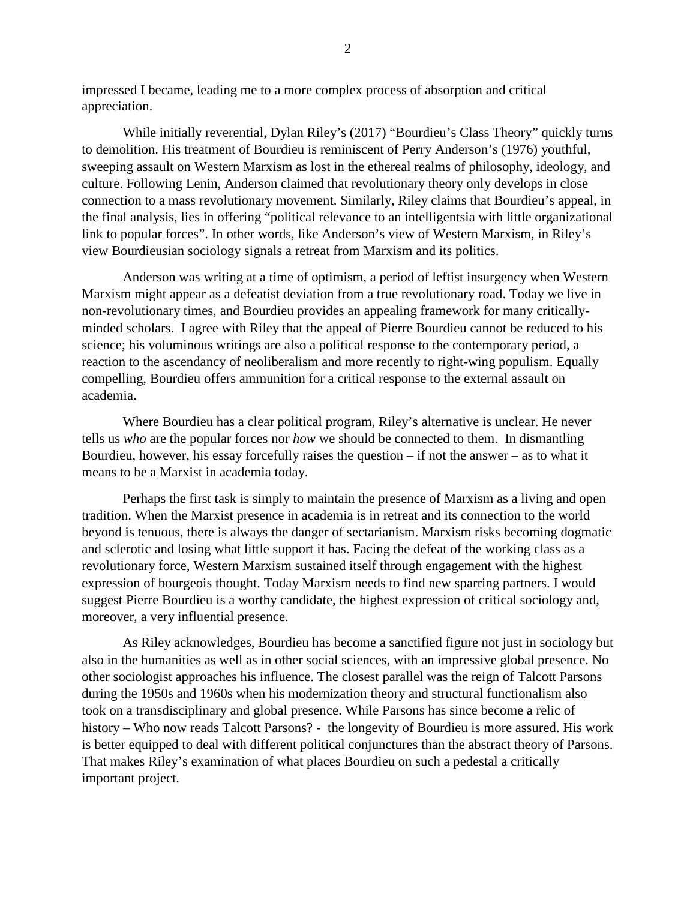impressed I became, leading me to a more complex process of absorption and critical appreciation.

While initially reverential, Dylan Riley's (2017) "Bourdieu's Class Theory" quickly turns to demolition. His treatment of Bourdieu is reminiscent of Perry Anderson's (1976) youthful, sweeping assault on Western Marxism as lost in the ethereal realms of philosophy, ideology, and culture. Following Lenin, Anderson claimed that revolutionary theory only develops in close connection to a mass revolutionary movement. Similarly, Riley claims that Bourdieu's appeal, in the final analysis, lies in offering "political relevance to an intelligentsia with little organizational link to popular forces". In other words, like Anderson's view of Western Marxism, in Riley's view Bourdieusian sociology signals a retreat from Marxism and its politics.

Anderson was writing at a time of optimism, a period of leftist insurgency when Western Marxism might appear as a defeatist deviation from a true revolutionary road. Today we live in non-revolutionary times, and Bourdieu provides an appealing framework for many critically-minded scholars. I agree with Riley that the appeal of Pierre Bourdieu cannot be reduced to his science; his voluminous writings are also a political response to the contemporary period, a reaction to the ascendancy of neoliberalism and more recently to right-wing populism. Equally compelling, Bourdieu offers ammunition for a critical response to the external assault on academia.

Where Bourdieu has a clear political program, Riley's alternative is unclear. He never tells us *who* are the popular forces nor *how* we should be connected to them. In dismantling Bourdieu, however, his essay forcefully raises the question – if not the answer – as to what it means to be a Marxist in academia today.

Perhaps the first task is simply to maintain the presence of Marxism as a living and open tradition. When the Marxist presence in academia is in retreat and its connection to the world beyond is tenuous, there is always the danger of sectarianism. Marxism risks becoming dogmatic and sclerotic and losing what little support it has. Facing the defeat of the working class as a revolutionary force, Western Marxism sustained itself through engagement with the highest expression of bourgeois thought. Today Marxism needs to find new sparring partners. I would suggest Pierre Bourdieu is a worthy candidate, the highest expression of critical sociology and, moreover, a very influential presence.

As Riley acknowledges, Bourdieu has become a sanctified figure not just in sociology but also in the humanities as well as in other social sciences, with an impressive global presence. No other sociologist approaches his influence. The closest parallel was the reign of Talcott Parsons during the 1950s and 1960s when his modernization theory and structural functionalism also took on a transdisciplinary and global presence. While Parsons has since become a relic of history – Who now reads Talcott Parsons? - the longevity of Bourdieu is more assured. His work is better equipped to deal with different political conjunctures than the abstract theory of Parsons. That makes Riley's examination of what places Bourdieu on such a pedestal a critically important project.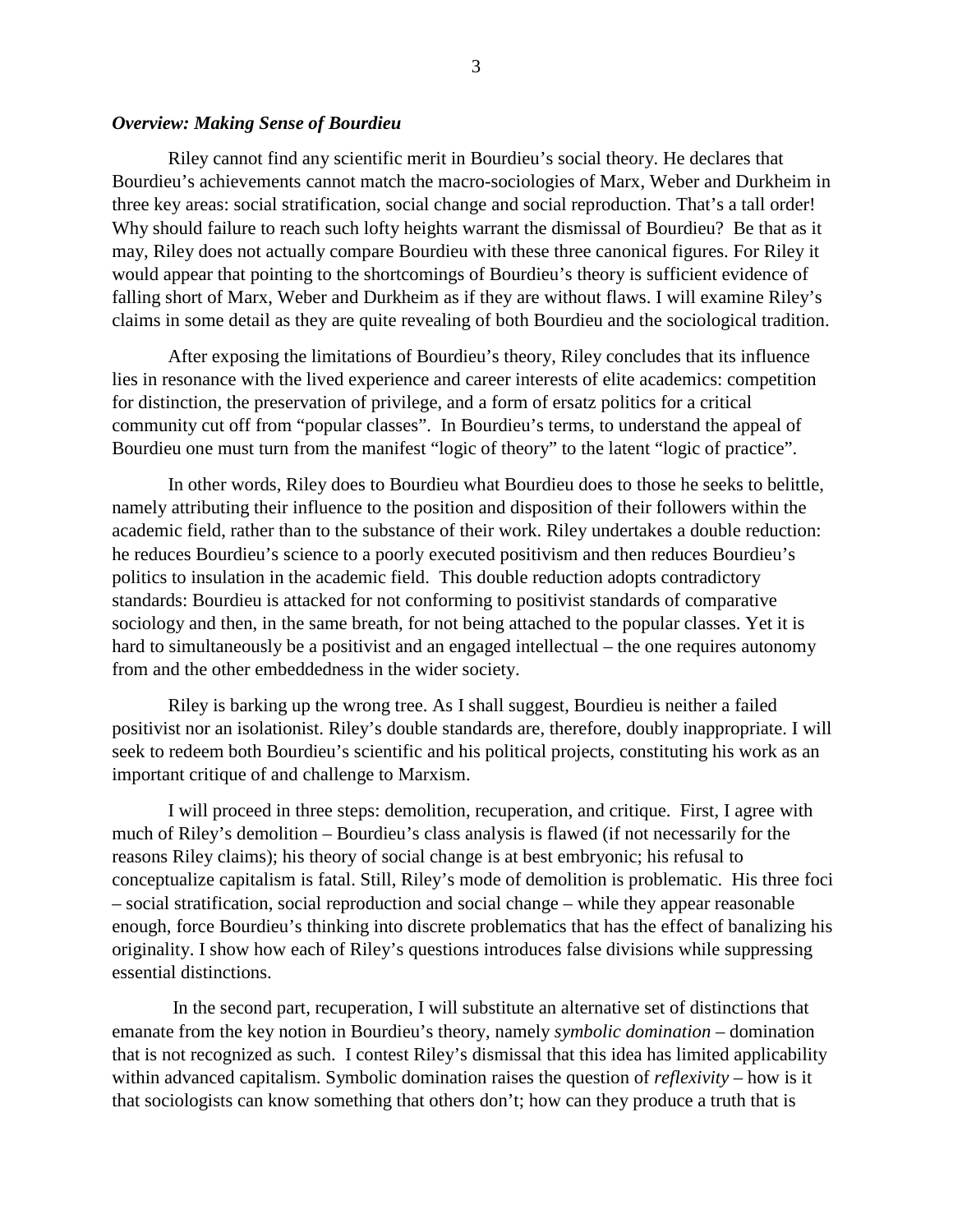### *Overview: Making Sense of Bourdieu*

Riley cannot find any scientific merit in Bourdieu's social theory. He declares that Bourdieu's achievements cannot match the macro-sociologies of Marx, Weber and Durkheim in three key areas: social stratification, social change and social reproduction. That's a tall order! Why should failure to reach such lofty heights warrant the dismissal of Bourdieu? Be that as it may, Riley does not actually compare Bourdieu with these three canonical figures. For Riley it would appear that pointing to the shortcomings of Bourdieu's theory is sufficient evidence of falling short of Marx, Weber and Durkheim as if they are without flaws. I will examine Riley's claims in some detail as they are quite revealing of both Bourdieu and the sociological tradition.

After exposing the limitations of Bourdieu's theory, Riley concludes that its influence lies in resonance with the lived experience and career interests of elite academics: competition for distinction, the preservation of privilege, and a form of ersatz politics for a critical community cut off from "popular classes". In Bourdieu's terms, to understand the appeal of Bourdieu one must turn from the manifest "logic of theory" to the latent "logic of practice".

In other words, Riley does to Bourdieu what Bourdieu does to those he seeks to belittle, namely attributing their influence to the position and disposition of their followers within the academic field, rather than to the substance of their work. Riley undertakes a double reduction: he reduces Bourdieu's science to a poorly executed positivism and then reduces Bourdieu's politics to insulation in the academic field. This double reduction adopts contradictory standards: Bourdieu is attacked for not conforming to positivist standards of comparative sociology and then, in the same breath, for not being attached to the popular classes. Yet it is hard to simultaneously be a positivist and an engaged intellectual – the one requires autonomy from and the other embeddedness in the wider society.

Riley is barking up the wrong tree. As I shall suggest, Bourdieu is neither a failed positivist nor an isolationist. Riley's double standards are, therefore, doubly inappropriate. I will seek to redeem both Bourdieu's scientific and his political projects, constituting his work as an important critique of and challenge to Marxism.

I will proceed in three steps: demolition, recuperation, and critique. First, I agree with much of Riley's demolition – Bourdieu's class analysis is flawed (if not necessarily for the reasons Riley claims); his theory of social change is at best embryonic; his refusal to conceptualize capitalism is fatal. Still, Riley's mode of demolition is problematic. His three foci – social stratification, social reproduction and social change – while they appear reasonable enough, force Bourdieu's thinking into discrete problematics that has the effect of banalizing his originality. I show how each of Riley's questions introduces false divisions while suppressing essential distinctions.

In the second part, recuperation, I will substitute an alternative set of distinctions that emanate from the key notion in Bourdieu's theory, namely *symbolic domination* – domination that is not recognized as such. I contest Riley's dismissal that this idea has limited applicability within advanced capitalism. Symbolic domination raises the question of *reflexivity* – how is it that sociologists can know something that others don't; how can they produce a truth that is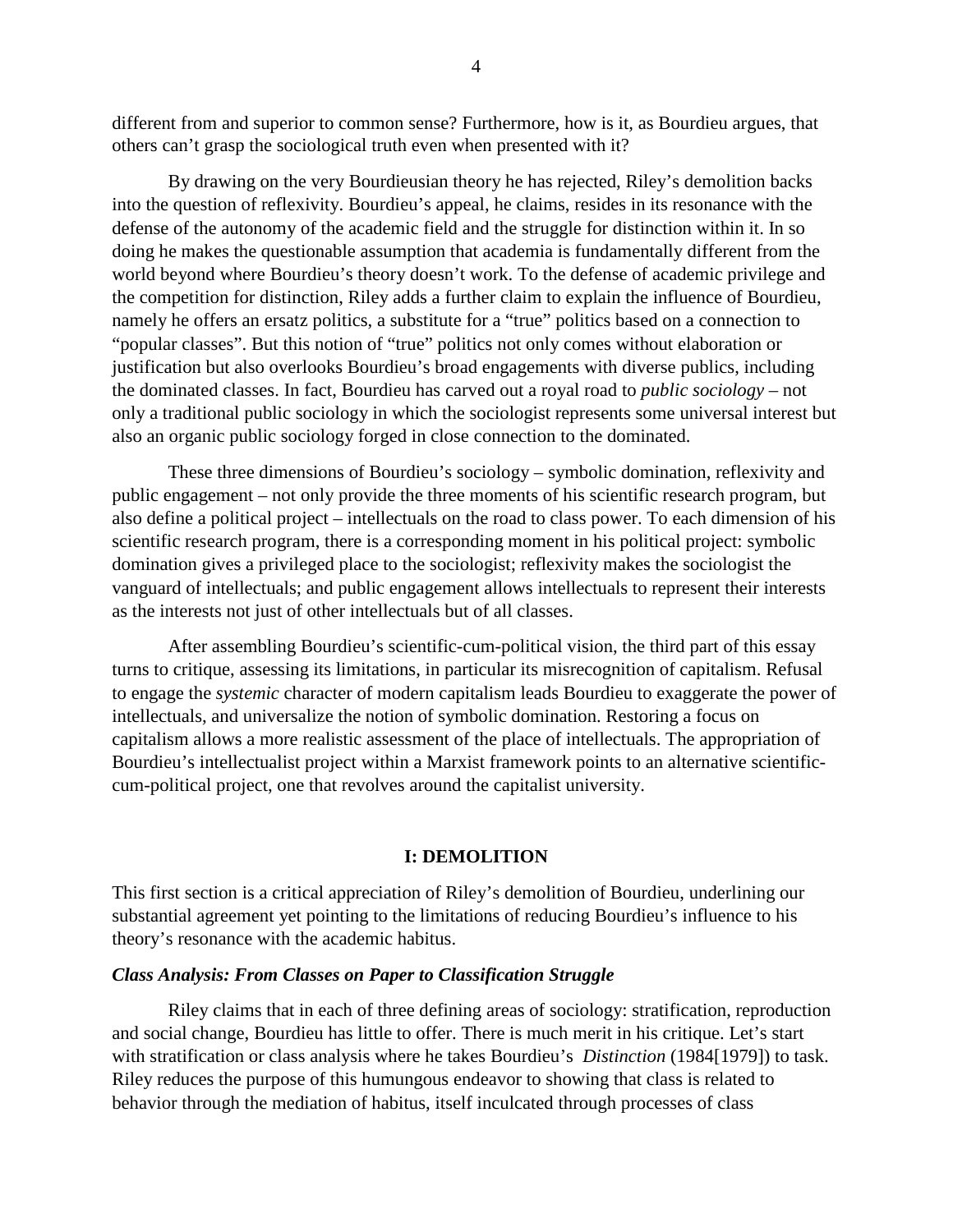different from and superior to common sense? Furthermore, how is it, as Bourdieu argues, that others can't grasp the sociological truth even when presented with it?

By drawing on the very Bourdieusian theory he has rejected, Riley's demolition backs into the question of reflexivity. Bourdieu's appeal, he claims, resides in its resonance with the defense of the autonomy of the academic field and the struggle for distinction within it. In so doing he makes the questionable assumption that academia is fundamentally different from the world beyond where Bourdieu's theory doesn't work. To the defense of academic privilege and the competition for distinction, Riley adds a further claim to explain the influence of Bourdieu, namely he offers an ersatz politics, a substitute for a "true" politics based on a connection to "popular classes". But this notion of "true" politics not only comes without elaboration or justification but also overlooks Bourdieu's broad engagements with diverse publics, including the dominated classes. In fact, Bourdieu has carved out a royal road to *public sociology* – not only a traditional public sociology in which the sociologist represents some universal interest but also an organic public sociology forged in close connection to the dominated.

These three dimensions of Bourdieu's sociology – symbolic domination, reflexivity and public engagement – not only provide the three moments of his scientific research program, but also define a political project – intellectuals on the road to class power. To each dimension of his scientific research program, there is a corresponding moment in his political project: symbolic domination gives a privileged place to the sociologist; reflexivity makes the sociologist the vanguard of intellectuals; and public engagement allows intellectuals to represent their interests as the interests not just of other intellectuals but of all classes.

After assembling Bourdieu's scientific-cum-political vision, the third part of this essay turns to critique, assessing its limitations, in particular its misrecognition of capitalism. Refusal to engage the *systemic* character of modern capitalism leads Bourdieu to exaggerate the power of intellectuals, and universalize the notion of symbolic domination. Restoring a focus on capitalism allows a more realistic assessment of the place of intellectuals. The appropriation of Bourdieu's intellectualist project within a Marxist framework points to an alternative scientific-cum-political project, one that revolves around the capitalist university.

## I: DEMOLITION

This first section is a critical appreciation of Riley's demolition of Bourdieu, underlining our substantial agreement yet pointing to the limitations of reducing Bourdieu's influence to his theory's resonance with the academic habitus.

### *Class Analysis: From Classes on Paper to Classification Struggle*

Riley claims that in each of three defining areas of sociology: stratification, reproduction and social change, Bourdieu has little to offer. There is much merit in his critique. Let's start with stratification or class analysis where he takes Bourdieu's *Distinction* (1984[1979]) to task. Riley reduces the purpose of this humungous endeavor to showing that class is related to behavior through the mediation of habitus, itself inculcated through processes of class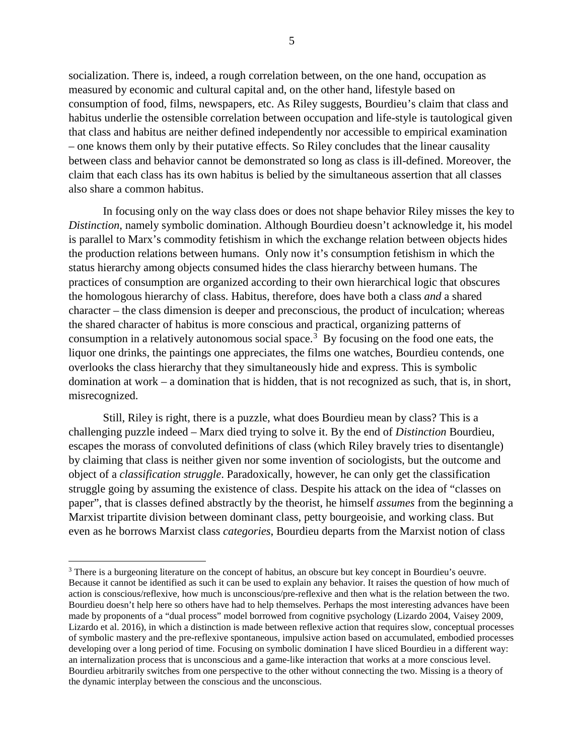socialization. There is, indeed, a rough correlation between, on the one hand, occupation as measured by economic and cultural capital and, on the other hand, lifestyle based on consumption of food, films, newspapers, etc. As Riley suggests, Bourdieu's claim that class and habitus underlie the ostensible correlation between occupation and life-style is tautological given that class and habitus are neither defined independently nor accessible to empirical examination – one knows them only by their putative effects. So Riley concludes that the linear causality between class and behavior cannot be demonstrated so long as class is ill-defined. Moreover, the claim that each class has its own habitus is belied by the simultaneous assertion that all classes also share a common habitus.

In focusing only on the way class does or does not shape behavior Riley misses the key to *Distinction*, namely symbolic domination. Although Bourdieu doesn't acknowledge it, his model is parallel to Marx's commodity fetishism in which the exchange relation between objects hides the production relations between humans. Only now it's consumption fetishism in which the status hierarchy among objects consumed hides the class hierarchy between humans. The practices of consumption are organized according to their own hierarchical logic that obscures the homologous hierarchy of class. Habitus, therefore, does have both a class *and* a shared character – the class dimension is deeper and preconscious, the product of inculcation; whereas the shared character of habitus is more conscious and practical, organizing patterns of consumption in a relatively autonomous social space.[3] By focusing on the food one eats, the liquor one drinks, the paintings one appreciates, the films one watches, Bourdieu contends, one overlooks the class hierarchy that they simultaneously hide and express. This is symbolic domination at work – a domination that is hidden, that is not recognized as such, that is, in short, misrecognized.

Still, Riley is right, there is a puzzle, what does Bourdieu mean by class? This is a challenging puzzle indeed – Marx died trying to solve it. By the end of *Distinction* Bourdieu, escapes the morass of convoluted definitions of class (which Riley bravely tries to disentangle) by claiming that class is neither given nor some invention of sociologists, but the outcome and object of a *classification struggle*. Paradoxically, however, he can only get the classification struggle going by assuming the existence of class. Despite his attack on the idea of "classes on paper", that is classes defined abstractly by the theorist, he himself *assumes* from the beginning a Marxist tripartite division between dominant class, petty bourgeoisie, and working class. But even as he borrows Marxist class *categories*, Bourdieu departs from the Marxist notion of class

[3] There is a burgeoning literature on the concept of habitus, an obscure but key concept in Bourdieu's oeuvre. Because it cannot be identified as such it can be used to explain any behavior. It raises the question of how much of action is conscious/reflexive, how much is unconscious/pre-reflexive and then what is the relation between the two. Bourdieu doesn't help here so others have had to help themselves. Perhaps the most interesting advances have been made by proponents of a "dual process" model borrowed from cognitive psychology (Lizardo 2004, Vaisey 2009, Lizardo et al. 2016), in which a distinction is made between reflexive action that requires slow, conceptual processes of symbolic mastery and the pre-reflexive spontaneous, impulsive action based on accumulated, embodied processes developing over a long period of time. Focusing on symbolic domination I have sliced Bourdieu in a different way: an internalization process that is unconscious and a game-like interaction that works at a more conscious level. Bourdieu arbitrarily switches from one perspective to the other without connecting the two. Missing is a theory of the dynamic interplay between the conscious and the unconscious.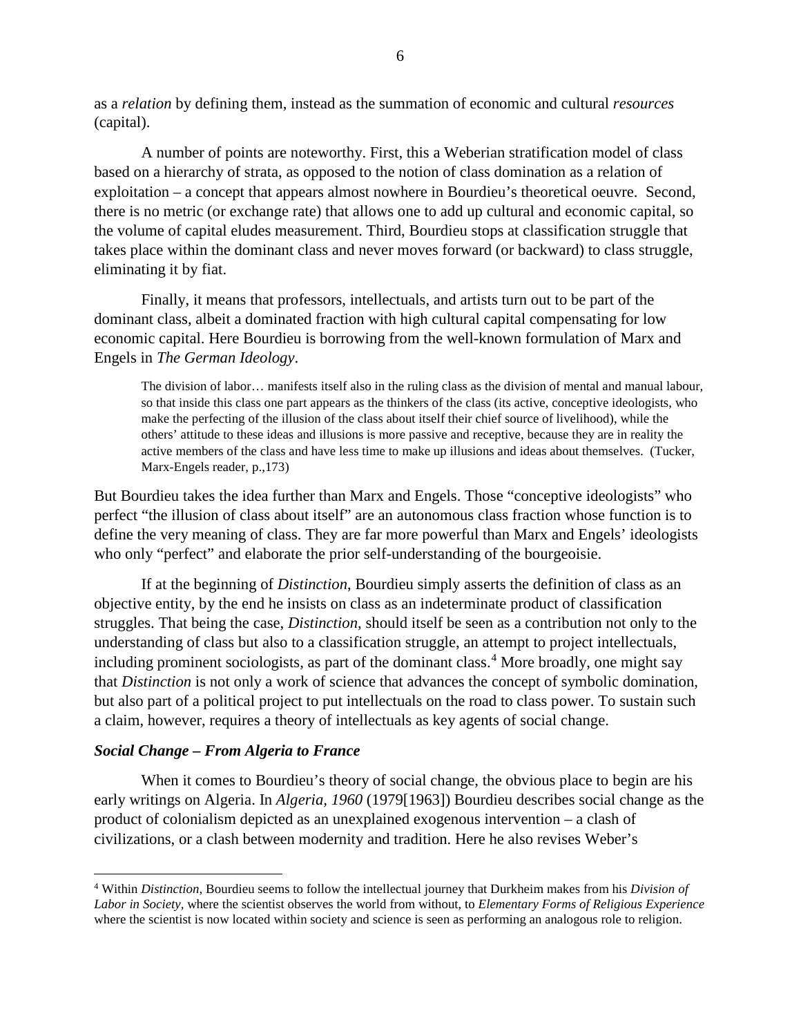as a *relation* by defining them, instead as the summation of economic and cultural *resources* (capital).

A number of points are noteworthy. First, this a Weberian stratification model of class based on a hierarchy of strata, as opposed to the notion of class domination as a relation of exploitation – a concept that appears almost nowhere in Bourdieu's theoretical oeuvre. Second, there is no metric (or exchange rate) that allows one to add up cultural and economic capital, so the volume of capital eludes measurement. Third, Bourdieu stops at classification struggle that takes place within the dominant class and never moves forward (or backward) to class struggle, eliminating it by fiat.

Finally, it means that professors, intellectuals, and artists turn out to be part of the dominant class, albeit a dominated fraction with high cultural capital compensating for low economic capital. Here Bourdieu is borrowing from the well-known formulation of Marx and Engels in *The German Ideology*.

> The division of labor… manifests itself also in the ruling class as the division of mental and manual labour, so that inside this class one part appears as the thinkers of the class (its active, conceptive ideologists, who make the perfecting of the illusion of the class about itself their chief source of livelihood), while the others' attitude to these ideas and illusions is more passive and receptive, because they are in reality the active members of the class and have less time to make up illusions and ideas about themselves. (Tucker, Marx-Engels reader, p.,173)

But Bourdieu takes the idea further than Marx and Engels. Those "conceptive ideologists" who perfect "the illusion of class about itself" are an autonomous class fraction whose function is to define the very meaning of class. They are far more powerful than Marx and Engels' ideologists who only "perfect" and elaborate the prior self-understanding of the bourgeoisie.

If at the beginning of *Distinction*, Bourdieu simply asserts the definition of class as an objective entity, by the end he insists on class as an indeterminate product of classification struggles. That being the case, *Distinction*, should itself be seen as a contribution not only to the understanding of class but also to a classification struggle, an attempt to project intellectuals, including prominent sociologists, as part of the dominant class.[4] More broadly, one might say that *Distinction* is not only a work of science that advances the concept of symbolic domination, but also part of a political project to put intellectuals on the road to class power. To sustain such a claim, however, requires a theory of intellectuals as key agents of social change.

### *Social Change – From Algeria to France*

When it comes to Bourdieu's theory of social change, the obvious place to begin are his early writings on Algeria. In *Algeria, 1960* (1979[1963]) Bourdieu describes social change as the product of colonialism depicted as an unexplained exogenous intervention – a clash of civilizations, or a clash between modernity and tradition. Here he also revises Weber's

---

[4] Within *Distinction*, Bourdieu seems to follow the intellectual journey that Durkheim makes from his *Division of Labor in Society*, where the scientist observes the world from without, to *Elementary Forms of Religious Experience* where the scientist is now located within society and science is seen as performing an analogous role to religion.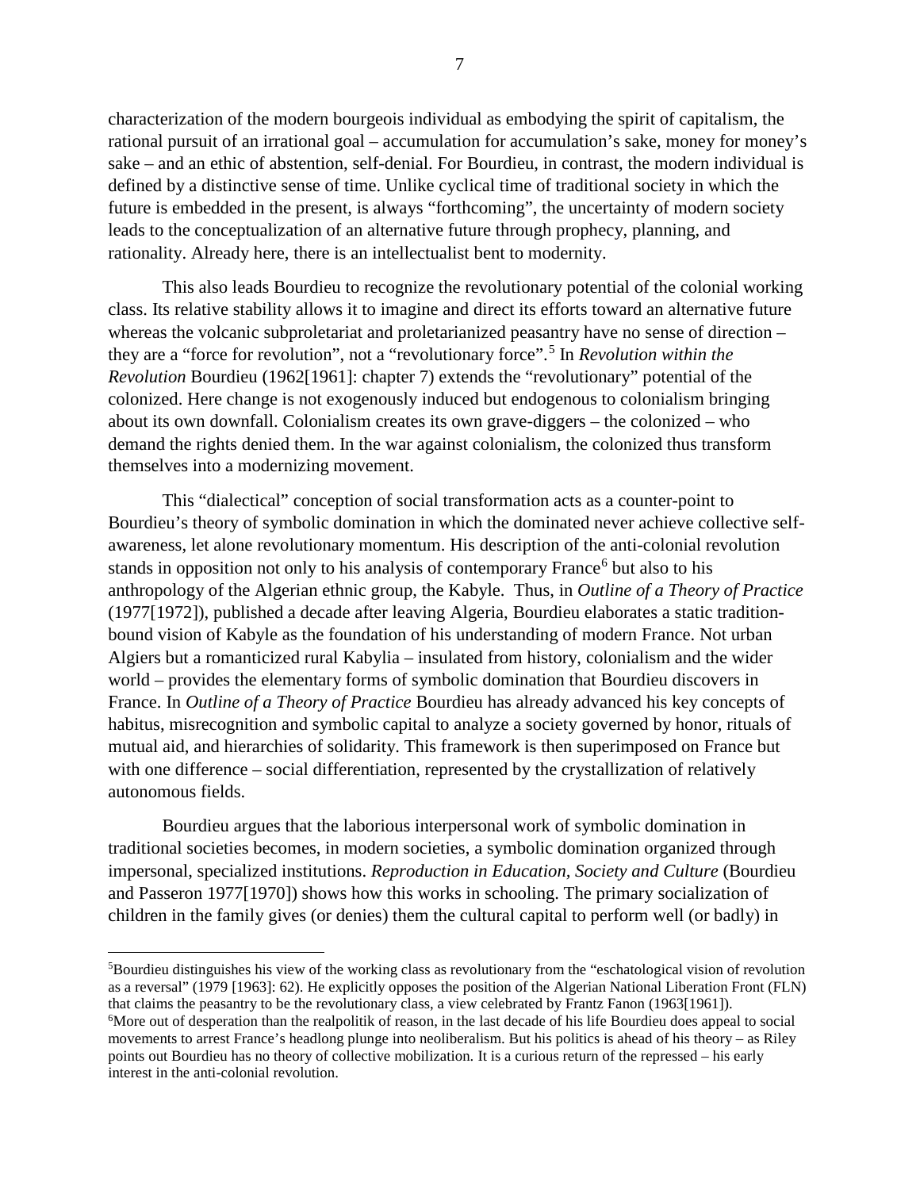characterization of the modern bourgeois individual as embodying the spirit of capitalism, the rational pursuit of an irrational goal – accumulation for accumulation's sake, money for money's sake – and an ethic of abstention, self-denial. For Bourdieu, in contrast, the modern individual is defined by a distinctive sense of time. Unlike cyclical time of traditional society in which the future is embedded in the present, is always "forthcoming", the uncertainty of modern society leads to the conceptualization of an alternative future through prophecy, planning, and rationality. Already here, there is an intellectualist bent to modernity.

This also leads Bourdieu to recognize the revolutionary potential of the colonial working class. Its relative stability allows it to imagine and direct its efforts toward an alternative future whereas the volcanic subproletariat and proletarianized peasantry have no sense of direction – they are a "force for revolution", not a "revolutionary force".[5] In *Revolution within the Revolution* Bourdieu (1962[1961]: chapter 7) extends the "revolutionary" potential of the colonized. Here change is not exogenously induced but endogenous to colonialism bringing about its own downfall. Colonialism creates its own grave-diggers – the colonized – who demand the rights denied them. In the war against colonialism, the colonized thus transform themselves into a modernizing movement.

This "dialectical" conception of social transformation acts as a counter-point to Bourdieu's theory of symbolic domination in which the dominated never achieve collective self-awareness, let alone revolutionary momentum. His description of the anti-colonial revolution stands in opposition not only to his analysis of contemporary France[6] but also to his anthropology of the Algerian ethnic group, the Kabyle. Thus, in *Outline of a Theory of Practice* (1977[1972]), published a decade after leaving Algeria, Bourdieu elaborates a static tradition-bound vision of Kabyle as the foundation of his understanding of modern France. Not urban Algiers but a romanticized rural Kabylia – insulated from history, colonialism and the wider world – provides the elementary forms of symbolic domination that Bourdieu discovers in France. In *Outline of a Theory of Practice* Bourdieu has already advanced his key concepts of habitus, misrecognition and symbolic capital to analyze a society governed by honor, rituals of mutual aid, and hierarchies of solidarity. This framework is then superimposed on France but with one difference – social differentiation, represented by the crystallization of relatively autonomous fields.

Bourdieu argues that the laborious interpersonal work of symbolic domination in traditional societies becomes, in modern societies, a symbolic domination organized through impersonal, specialized institutions. *Reproduction in Education, Society and Culture* (Bourdieu and Passeron 1977[1970]) shows how this works in schooling. The primary socialization of children in the family gives (or denies) them the cultural capital to perform well (or badly) in

[5] Bourdieu distinguishes his view of the working class as revolutionary from the "eschatological vision of revolution as a reversal" (1979 [1963]: 62). He explicitly opposes the position of the Algerian National Liberation Front (FLN) that claims the peasantry to be the revolutionary class, a view celebrated by Frantz Fanon (1963[1961]).

[6] More out of desperation than the realpolitik of reason, in the last decade of his life Bourdieu does appeal to social movements to arrest France's headlong plunge into neoliberalism. But his politics is ahead of his theory – as Riley points out Bourdieu has no theory of collective mobilization. It is a curious return of the repressed – his early interest in the anti-colonial revolution.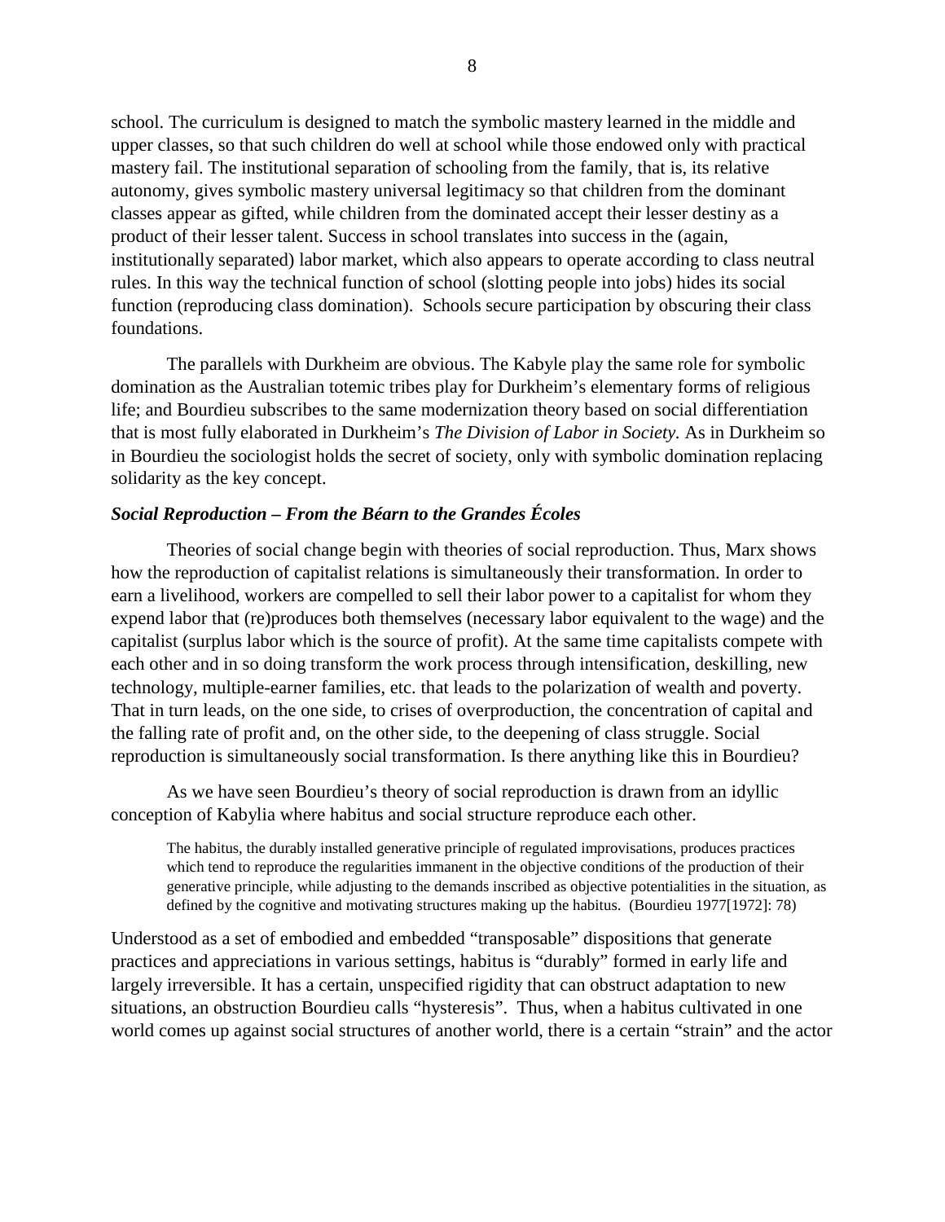school. The curriculum is designed to match the symbolic mastery learned in the middle and upper classes, so that such children do well at school while those endowed only with practical mastery fail. The institutional separation of schooling from the family, that is, its relative autonomy, gives symbolic mastery universal legitimacy so that children from the dominant classes appear as gifted, while children from the dominated accept their lesser destiny as a product of their lesser talent. Success in school translates into success in the (again, institutionally separated) labor market, which also appears to operate according to class neutral rules. In this way the technical function of school (slotting people into jobs) hides its social function (reproducing class domination). Schools secure participation by obscuring their class foundations.

The parallels with Durkheim are obvious. The Kabyle play the same role for symbolic domination as the Australian totemic tribes play for Durkheim's elementary forms of religious life; and Bourdieu subscribes to the same modernization theory based on social differentiation that is most fully elaborated in Durkheim's *The Division of Labor in Society.* As in Durkheim so in Bourdieu the sociologist holds the secret of society, only with symbolic domination replacing solidarity as the key concept.

### *Social Reproduction – From the Béarn to the Grandes Écoles*

Theories of social change begin with theories of social reproduction. Thus, Marx shows how the reproduction of capitalist relations is simultaneously their transformation. In order to earn a livelihood, workers are compelled to sell their labor power to a capitalist for whom they expend labor that (re)produces both themselves (necessary labor equivalent to the wage) and the capitalist (surplus labor which is the source of profit). At the same time capitalists compete with each other and in so doing transform the work process through intensification, deskilling, new technology, multiple-earner families, etc. that leads to the polarization of wealth and poverty. That in turn leads, on the one side, to crises of overproduction, the concentration of capital and the falling rate of profit and, on the other side, to the deepening of class struggle. Social reproduction is simultaneously social transformation. Is there anything like this in Bourdieu?

As we have seen Bourdieu's theory of social reproduction is drawn from an idyllic conception of Kabylia where habitus and social structure reproduce each other.

> The habitus, the durably installed generative principle of regulated improvisations, produces practices which tend to reproduce the regularities immanent in the objective conditions of the production of their generative principle, while adjusting to the demands inscribed as objective potentialities in the situation, as defined by the cognitive and motivating structures making up the habitus. (Bourdieu 1977[1972]: 78)

Understood as a set of embodied and embedded "transposable" dispositions that generate practices and appreciations in various settings, habitus is "durably" formed in early life and largely irreversible. It has a certain, unspecified rigidity that can obstruct adaptation to new situations, an obstruction Bourdieu calls "hysteresis". Thus, when a habitus cultivated in one world comes up against social structures of another world, there is a certain "strain" and the actor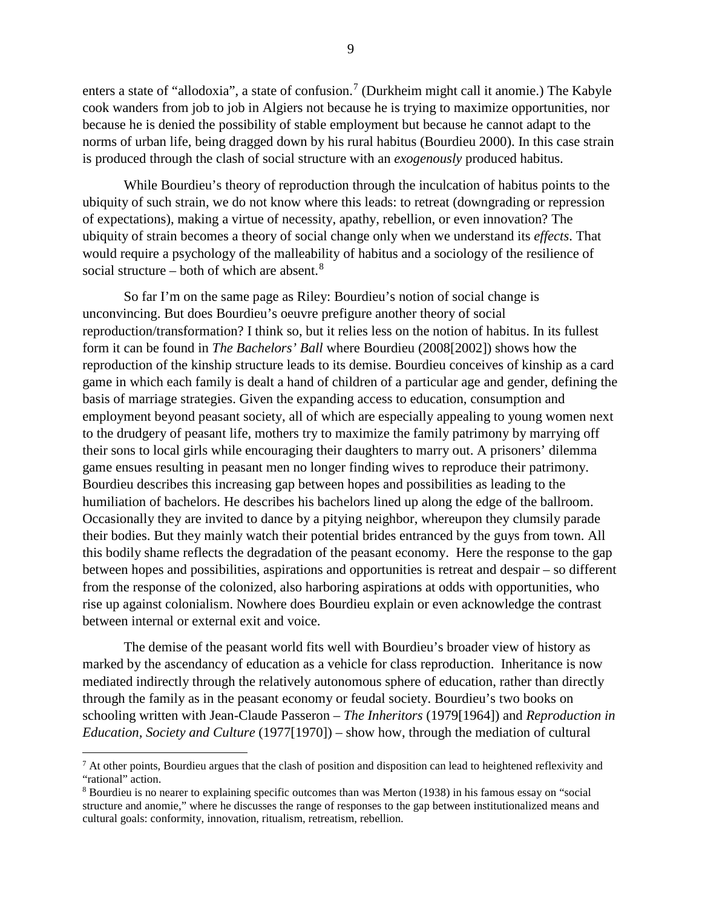enters a state of "allodoxia", a state of confusion.[7] (Durkheim might call it anomie.) The Kabyle cook wanders from job to job in Algiers not because he is trying to maximize opportunities, nor because he is denied the possibility of stable employment but because he cannot adapt to the norms of urban life, being dragged down by his rural habitus (Bourdieu 2000). In this case strain is produced through the clash of social structure with an *exogenously* produced habitus.

While Bourdieu's theory of reproduction through the inculcation of habitus points to the ubiquity of such strain, we do not know where this leads: to retreat (downgrading or repression of expectations), making a virtue of necessity, apathy, rebellion, or even innovation? The ubiquity of strain becomes a theory of social change only when we understand its *effects*. That would require a psychology of the malleability of habitus and a sociology of the resilience of social structure – both of which are absent.[8]

So far I'm on the same page as Riley: Bourdieu's notion of social change is unconvincing. But does Bourdieu's oeuvre prefigure another theory of social reproduction/transformation? I think so, but it relies less on the notion of habitus. In its fullest form it can be found in *The Bachelors' Ball* where Bourdieu (2008[2002]) shows how the reproduction of the kinship structure leads to its demise. Bourdieu conceives of kinship as a card game in which each family is dealt a hand of children of a particular age and gender, defining the basis of marriage strategies. Given the expanding access to education, consumption and employment beyond peasant society, all of which are especially appealing to young women next to the drudgery of peasant life, mothers try to maximize the family patrimony by marrying off their sons to local girls while encouraging their daughters to marry out. A prisoners' dilemma game ensues resulting in peasant men no longer finding wives to reproduce their patrimony. Bourdieu describes this increasing gap between hopes and possibilities as leading to the humiliation of bachelors. He describes his bachelors lined up along the edge of the ballroom. Occasionally they are invited to dance by a pitying neighbor, whereupon they clumsily parade their bodies. But they mainly watch their potential brides entranced by the guys from town. All this bodily shame reflects the degradation of the peasant economy. Here the response to the gap between hopes and possibilities, aspirations and opportunities is retreat and despair – so different from the response of the colonized, also harboring aspirations at odds with opportunities, who rise up against colonialism. Nowhere does Bourdieu explain or even acknowledge the contrast between internal or external exit and voice.

The demise of the peasant world fits well with Bourdieu's broader view of history as marked by the ascendancy of education as a vehicle for class reproduction. Inheritance is now mediated indirectly through the relatively autonomous sphere of education, rather than directly through the family as in the peasant economy or feudal society. Bourdieu's two books on schooling written with Jean-Claude Passeron – *The Inheritors* (1979[1964]) and *Reproduction in Education, Society and Culture* (1977[1970]) – show how, through the mediation of cultural

---

[7] At other points, Bourdieu argues that the clash of position and disposition can lead to heightened reflexivity and "rational" action.

[8] Bourdieu is no nearer to explaining specific outcomes than was Merton (1938) in his famous essay on "social structure and anomie," where he discusses the range of responses to the gap between institutionalized means and cultural goals: conformity, innovation, ritualism, retreatism, rebellion.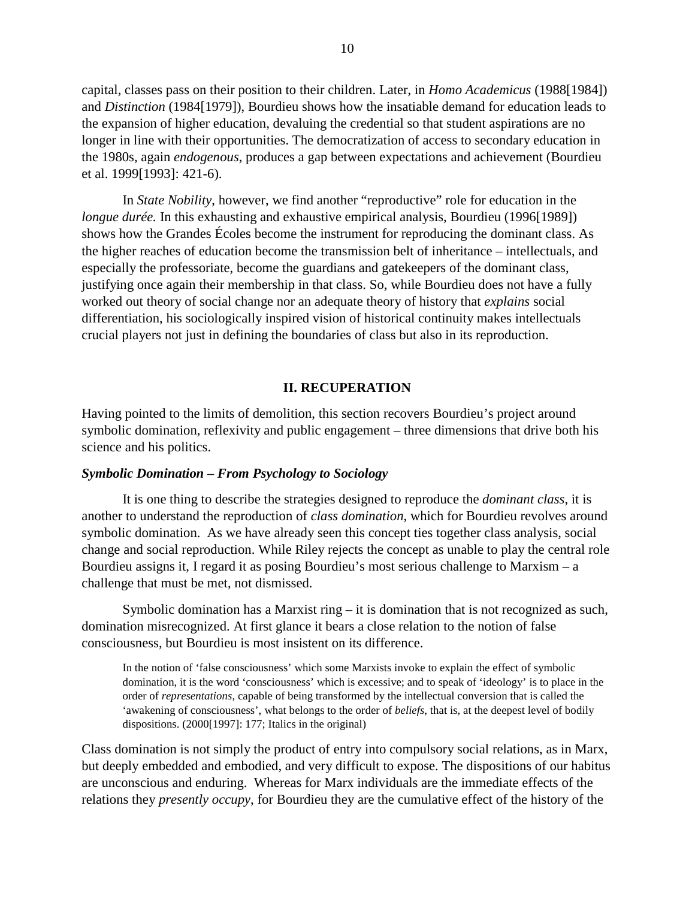capital, classes pass on their position to their children. Later, in *Homo Academicus* (1988[1984]) and *Distinction* (1984[1979]), Bourdieu shows how the insatiable demand for education leads to the expansion of higher education, devaluing the credential so that student aspirations are no longer in line with their opportunities. The democratization of access to secondary education in the 1980s, again *endogenous*, produces a gap between expectations and achievement (Bourdieu et al. 1999[1993]: 421-6).

In *State Nobility*, however, we find another "reproductive" role for education in the *longue durée.* In this exhausting and exhaustive empirical analysis, Bourdieu (1996[1989]) shows how the Grandes Écoles become the instrument for reproducing the dominant class. As the higher reaches of education become the transmission belt of inheritance – intellectuals, and especially the professoriate, become the guardians and gatekeepers of the dominant class, justifying once again their membership in that class. So, while Bourdieu does not have a fully worked out theory of social change nor an adequate theory of history that *explains* social differentiation, his sociologically inspired vision of historical continuity makes intellectuals crucial players not just in defining the boundaries of class but also in its reproduction.

## II. RECUPERATION

Having pointed to the limits of demolition, this section recovers Bourdieu's project around symbolic domination, reflexivity and public engagement – three dimensions that drive both his science and his politics.

### *Symbolic Domination – From Psychology to Sociology*

It is one thing to describe the strategies designed to reproduce the *dominant class*, it is another to understand the reproduction of *class domination*, which for Bourdieu revolves around symbolic domination. As we have already seen this concept ties together class analysis, social change and social reproduction. While Riley rejects the concept as unable to play the central role Bourdieu assigns it, I regard it as posing Bourdieu's most serious challenge to Marxism – a challenge that must be met, not dismissed.

Symbolic domination has a Marxist ring – it is domination that is not recognized as such, domination misrecognized. At first glance it bears a close relation to the notion of false consciousness, but Bourdieu is most insistent on its difference.

> In the notion of 'false consciousness' which some Marxists invoke to explain the effect of symbolic domination, it is the word 'consciousness' which is excessive; and to speak of 'ideology' is to place in the order of *representations*, capable of being transformed by the intellectual conversion that is called the 'awakening of consciousness', what belongs to the order of *beliefs*, that is, at the deepest level of bodily dispositions. (2000[1997]: 177; Italics in the original)

Class domination is not simply the product of entry into compulsory social relations, as in Marx, but deeply embedded and embodied, and very difficult to expose. The dispositions of our habitus are unconscious and enduring. Whereas for Marx individuals are the immediate effects of the relations they *presently occupy*, for Bourdieu they are the cumulative effect of the history of the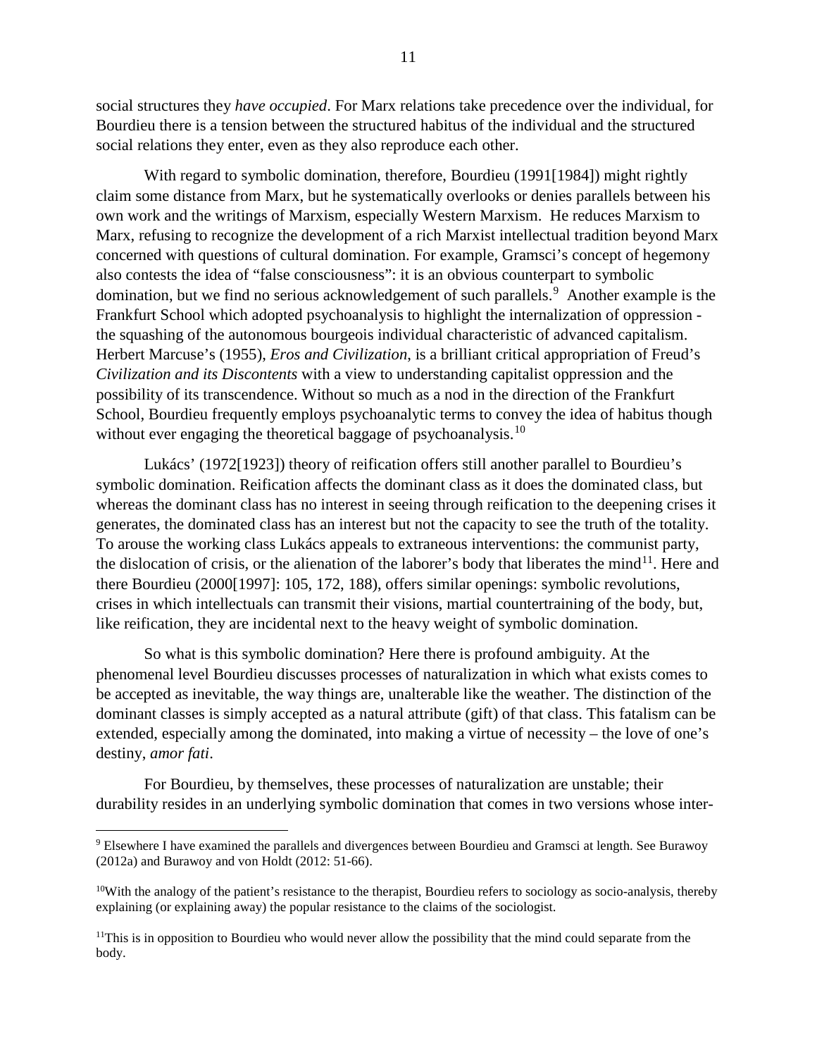social structures they *have occupied*. For Marx relations take precedence over the individual, for Bourdieu there is a tension between the structured habitus of the individual and the structured social relations they enter, even as they also reproduce each other.

With regard to symbolic domination, therefore, Bourdieu (1991[1984]) might rightly claim some distance from Marx, but he systematically overlooks or denies parallels between his own work and the writings of Marxism, especially Western Marxism. He reduces Marxism to Marx, refusing to recognize the development of a rich Marxist intellectual tradition beyond Marx concerned with questions of cultural domination. For example, Gramsci's concept of hegemony also contests the idea of "false consciousness": it is an obvious counterpart to symbolic domination, but we find no serious acknowledgement of such parallels.[9] Another example is the Frankfurt School which adopted psychoanalysis to highlight the internalization of oppression - the squashing of the autonomous bourgeois individual characteristic of advanced capitalism. Herbert Marcuse's (1955), *Eros and Civilization*, is a brilliant critical appropriation of Freud's *Civilization and its Discontents* with a view to understanding capitalist oppression and the possibility of its transcendence. Without so much as a nod in the direction of the Frankfurt School, Bourdieu frequently employs psychoanalytic terms to convey the idea of habitus though without ever engaging the theoretical baggage of psychoanalysis.[10]

Lukács' (1972[1923]) theory of reification offers still another parallel to Bourdieu's symbolic domination. Reification affects the dominant class as it does the dominated class, but whereas the dominant class has no interest in seeing through reification to the deepening crises it generates, the dominated class has an interest but not the capacity to see the truth of the totality. To arouse the working class Lukács appeals to extraneous interventions: the communist party, the dislocation of crisis, or the alienation of the laborer's body that liberates the mind[11]. Here and there Bourdieu (2000[1997]: 105, 172, 188), offers similar openings: symbolic revolutions, crises in which intellectuals can transmit their visions, martial countertraining of the body, but, like reification, they are incidental next to the heavy weight of symbolic domination.

So what is this symbolic domination? Here there is profound ambiguity. At the phenomenal level Bourdieu discusses processes of naturalization in which what exists comes to be accepted as inevitable, the way things are, unalterable like the weather. The distinction of the dominant classes is simply accepted as a natural attribute (gift) of that class. This fatalism can be extended, especially among the dominated, into making a virtue of necessity – the love of one's destiny, *amor fati*.

For Bourdieu, by themselves, these processes of naturalization are unstable; their durability resides in an underlying symbolic domination that comes in two versions whose inter-

---

[9] Elsewhere I have examined the parallels and divergences between Bourdieu and Gramsci at length. See Burawoy (2012a) and Burawoy and von Holdt (2012: 51-66).

[10] With the analogy of the patient's resistance to the therapist, Bourdieu refers to sociology as socio-analysis, thereby explaining (or explaining away) the popular resistance to the claims of the sociologist.

[11] This is in opposition to Bourdieu who would never allow the possibility that the mind could separate from the body.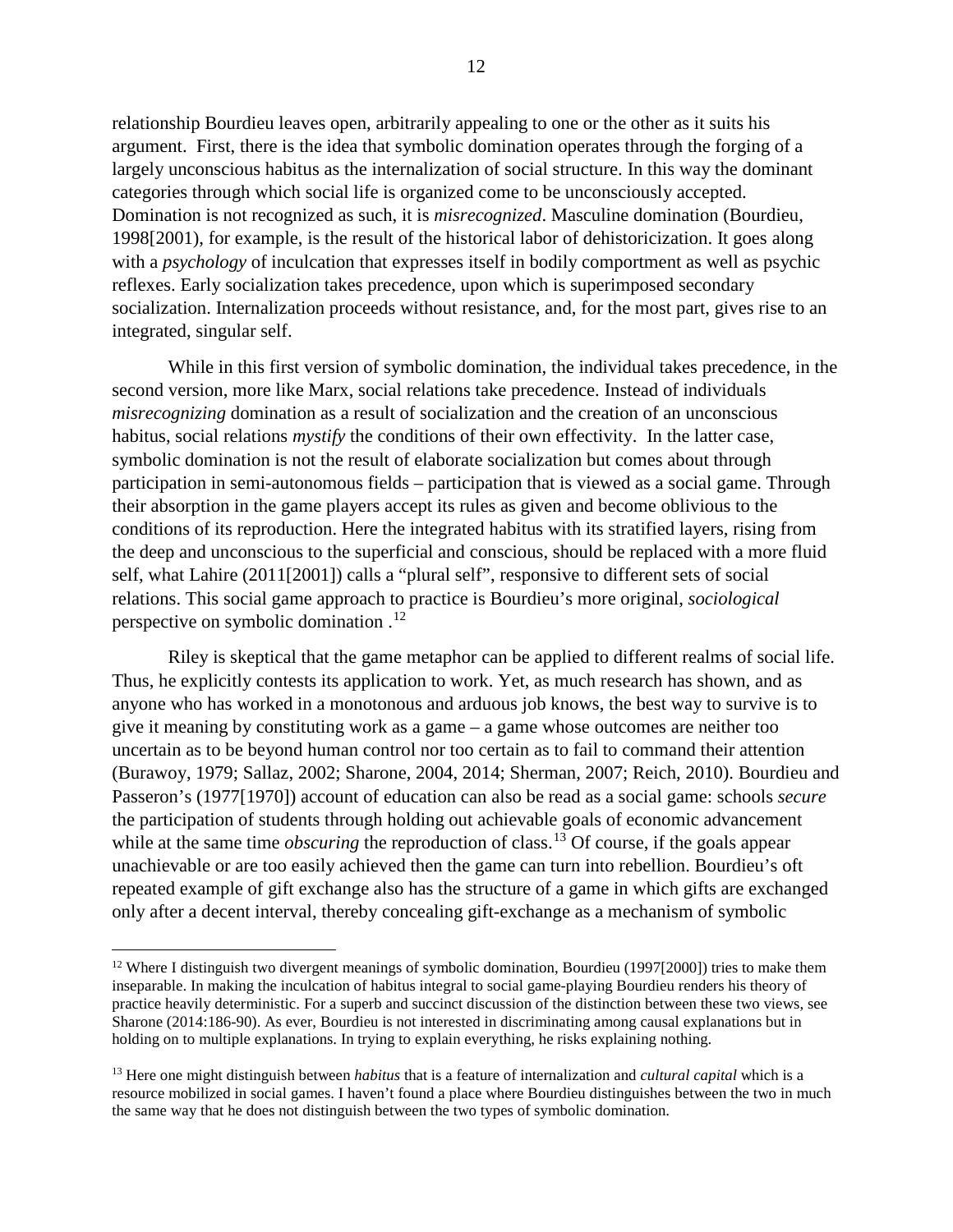relationship Bourdieu leaves open, arbitrarily appealing to one or the other as it suits his argument. First, there is the idea that symbolic domination operates through the forging of a largely unconscious habitus as the internalization of social structure. In this way the dominant categories through which social life is organized come to be unconsciously accepted. Domination is not recognized as such, it is *misrecognized*. Masculine domination (Bourdieu, 1998[2001), for example, is the result of the historical labor of dehistoricization. It goes along with a *psychology* of inculcation that expresses itself in bodily comportment as well as psychic reflexes. Early socialization takes precedence, upon which is superimposed secondary socialization. Internalization proceeds without resistance, and, for the most part, gives rise to an integrated, singular self.

While in this first version of symbolic domination, the individual takes precedence, in the second version, more like Marx, social relations take precedence. Instead of individuals *misrecognizing* domination as a result of socialization and the creation of an unconscious habitus, social relations *mystify* the conditions of their own effectivity. In the latter case, symbolic domination is not the result of elaborate socialization but comes about through participation in semi-autonomous fields – participation that is viewed as a social game. Through their absorption in the game players accept its rules as given and become oblivious to the conditions of its reproduction. Here the integrated habitus with its stratified layers, rising from the deep and unconscious to the superficial and conscious, should be replaced with a more fluid self, what Lahire (2011[2001]) calls a "plural self", responsive to different sets of social relations. This social game approach to practice is Bourdieu's more original, *sociological* perspective on symbolic domination .[12]

Riley is skeptical that the game metaphor can be applied to different realms of social life. Thus, he explicitly contests its application to work. Yet, as much research has shown, and as anyone who has worked in a monotonous and arduous job knows, the best way to survive is to give it meaning by constituting work as a game – a game whose outcomes are neither too uncertain as to be beyond human control nor too certain as to fail to command their attention (Burawoy, 1979; Sallaz, 2002; Sharone, 2004, 2014; Sherman, 2007; Reich, 2010). Bourdieu and Passeron's (1977[1970]) account of education can also be read as a social game: schools *secure* the participation of students through holding out achievable goals of economic advancement while at the same time *obscuring* the reproduction of class.[13] Of course, if the goals appear unachievable or are too easily achieved then the game can turn into rebellion. Bourdieu's oft repeated example of gift exchange also has the structure of a game in which gifts are exchanged only after a decent interval, thereby concealing gift-exchange as a mechanism of symbolic

---

[12] Where I distinguish two divergent meanings of symbolic domination, Bourdieu (1997[2000]) tries to make them inseparable. In making the inculcation of habitus integral to social game-playing Bourdieu renders his theory of practice heavily deterministic. For a superb and succinct discussion of the distinction between these two views, see Sharone (2014:186-90). As ever, Bourdieu is not interested in discriminating among causal explanations but in holding on to multiple explanations. In trying to explain everything, he risks explaining nothing.

[13] Here one might distinguish between *habitus* that is a feature of internalization and *cultural capital* which is a resource mobilized in social games. I haven't found a place where Bourdieu distinguishes between the two in much the same way that he does not distinguish between the two types of symbolic domination.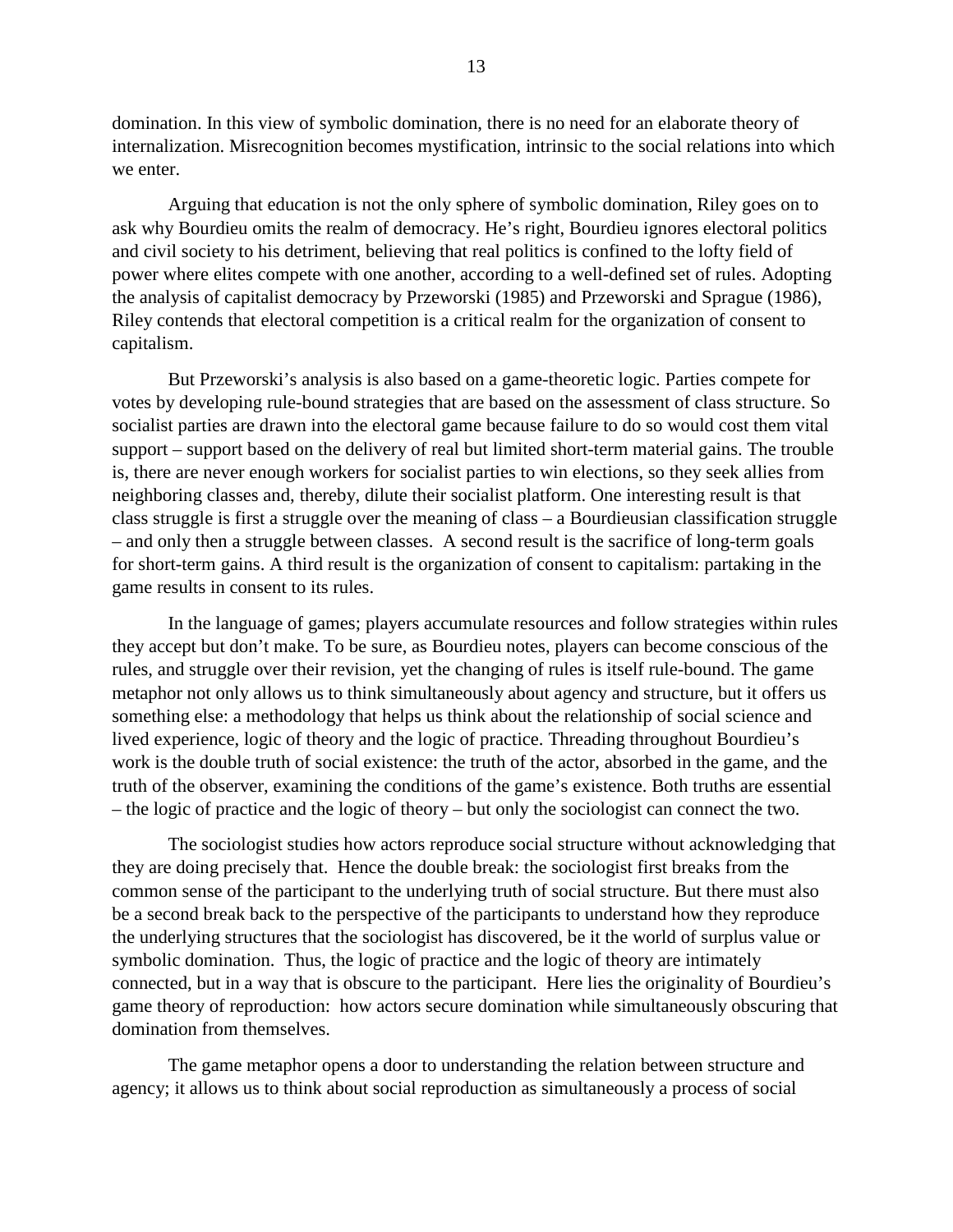domination. In this view of symbolic domination, there is no need for an elaborate theory of internalization. Misrecognition becomes mystification, intrinsic to the social relations into which we enter.

Arguing that education is not the only sphere of symbolic domination, Riley goes on to ask why Bourdieu omits the realm of democracy. He's right, Bourdieu ignores electoral politics and civil society to his detriment, believing that real politics is confined to the lofty field of power where elites compete with one another, according to a well-defined set of rules. Adopting the analysis of capitalist democracy by Przeworski (1985) and Przeworski and Sprague (1986), Riley contends that electoral competition is a critical realm for the organization of consent to capitalism.

But Przeworski's analysis is also based on a game-theoretic logic. Parties compete for votes by developing rule-bound strategies that are based on the assessment of class structure. So socialist parties are drawn into the electoral game because failure to do so would cost them vital support – support based on the delivery of real but limited short-term material gains. The trouble is, there are never enough workers for socialist parties to win elections, so they seek allies from neighboring classes and, thereby, dilute their socialist platform. One interesting result is that class struggle is first a struggle over the meaning of class – a Bourdieusian classification struggle – and only then a struggle between classes. A second result is the sacrifice of long-term goals for short-term gains. A third result is the organization of consent to capitalism: partaking in the game results in consent to its rules.

In the language of games; players accumulate resources and follow strategies within rules they accept but don't make. To be sure, as Bourdieu notes, players can become conscious of the rules, and struggle over their revision, yet the changing of rules is itself rule-bound. The game metaphor not only allows us to think simultaneously about agency and structure, but it offers us something else: a methodology that helps us think about the relationship of social science and lived experience, logic of theory and the logic of practice. Threading throughout Bourdieu's work is the double truth of social existence: the truth of the actor, absorbed in the game, and the truth of the observer, examining the conditions of the game's existence. Both truths are essential – the logic of practice and the logic of theory – but only the sociologist can connect the two.

The sociologist studies how actors reproduce social structure without acknowledging that they are doing precisely that. Hence the double break: the sociologist first breaks from the common sense of the participant to the underlying truth of social structure. But there must also be a second break back to the perspective of the participants to understand how they reproduce the underlying structures that the sociologist has discovered, be it the world of surplus value or symbolic domination. Thus, the logic of practice and the logic of theory are intimately connected, but in a way that is obscure to the participant. Here lies the originality of Bourdieu's game theory of reproduction: how actors secure domination while simultaneously obscuring that domination from themselves.

The game metaphor opens a door to understanding the relation between structure and agency; it allows us to think about social reproduction as simultaneously a process of social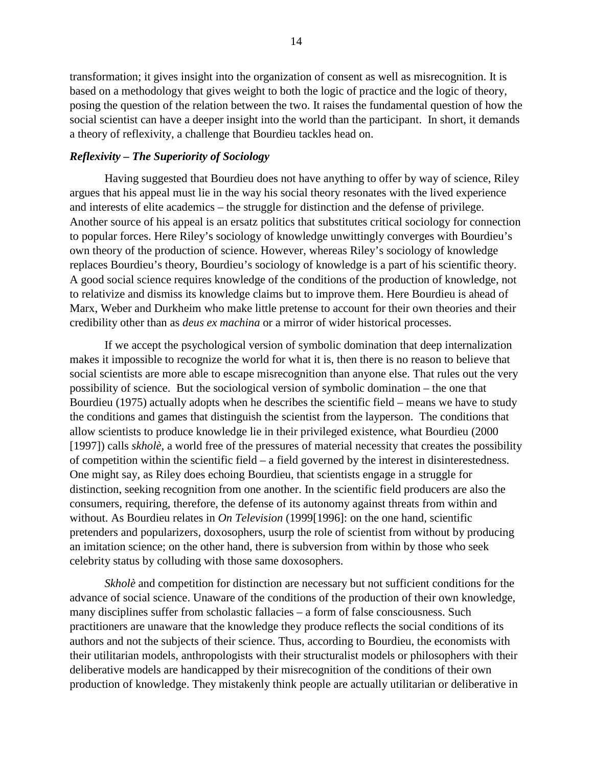transformation; it gives insight into the organization of consent as well as misrecognition. It is based on a methodology that gives weight to both the logic of practice and the logic of theory, posing the question of the relation between the two. It raises the fundamental question of how the social scientist can have a deeper insight into the world than the participant. In short, it demands a theory of reflexivity, a challenge that Bourdieu tackles head on.

### *Reflexivity – The Superiority of Sociology*

Having suggested that Bourdieu does not have anything to offer by way of science, Riley argues that his appeal must lie in the way his social theory resonates with the lived experience and interests of elite academics – the struggle for distinction and the defense of privilege. Another source of his appeal is an ersatz politics that substitutes critical sociology for connection to popular forces. Here Riley's sociology of knowledge unwittingly converges with Bourdieu's own theory of the production of science. However, whereas Riley's sociology of knowledge replaces Bourdieu's theory, Bourdieu's sociology of knowledge is a part of his scientific theory. A good social science requires knowledge of the conditions of the production of knowledge, not to relativize and dismiss its knowledge claims but to improve them. Here Bourdieu is ahead of Marx, Weber and Durkheim who make little pretense to account for their own theories and their credibility other than as *deus ex machina* or a mirror of wider historical processes.

If we accept the psychological version of symbolic domination that deep internalization makes it impossible to recognize the world for what it is, then there is no reason to believe that social scientists are more able to escape misrecognition than anyone else. That rules out the very possibility of science. But the sociological version of symbolic domination – the one that Bourdieu (1975) actually adopts when he describes the scientific field – means we have to study the conditions and games that distinguish the scientist from the layperson. The conditions that allow scientists to produce knowledge lie in their privileged existence, what Bourdieu (2000 [1997]) calls *skholè*, a world free of the pressures of material necessity that creates the possibility of competition within the scientific field – a field governed by the interest in disinterestedness. One might say, as Riley does echoing Bourdieu, that scientists engage in a struggle for distinction, seeking recognition from one another. In the scientific field producers are also the consumers, requiring, therefore, the defense of its autonomy against threats from within and without. As Bourdieu relates in *On Television* (1999[1996]: on the one hand, scientific pretenders and popularizers, doxosophers, usurp the role of scientist from without by producing an imitation science; on the other hand, there is subversion from within by those who seek celebrity status by colluding with those same doxosophers.

*Skholè* and competition for distinction are necessary but not sufficient conditions for the advance of social science. Unaware of the conditions of the production of their own knowledge, many disciplines suffer from scholastic fallacies – a form of false consciousness. Such practitioners are unaware that the knowledge they produce reflects the social conditions of its authors and not the subjects of their science. Thus, according to Bourdieu, the economists with their utilitarian models, anthropologists with their structuralist models or philosophers with their deliberative models are handicapped by their misrecognition of the conditions of their own production of knowledge. They mistakenly think people are actually utilitarian or deliberative in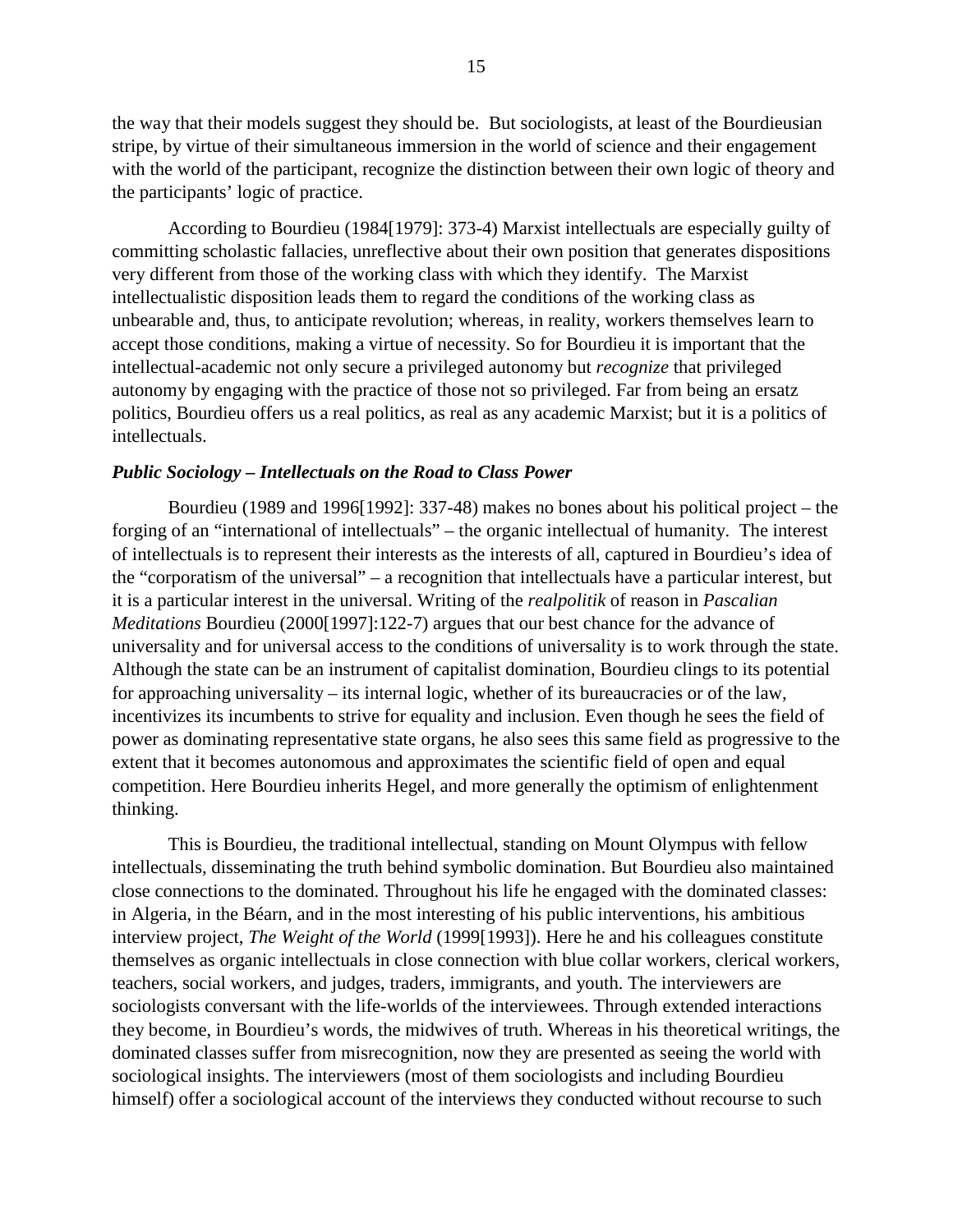the way that their models suggest they should be. But sociologists, at least of the Bourdieusian stripe, by virtue of their simultaneous immersion in the world of science and their engagement with the world of the participant, recognize the distinction between their own logic of theory and the participants' logic of practice.

According to Bourdieu (1984[1979]: 373-4) Marxist intellectuals are especially guilty of committing scholastic fallacies, unreflective about their own position that generates dispositions very different from those of the working class with which they identify. The Marxist intellectualistic disposition leads them to regard the conditions of the working class as unbearable and, thus, to anticipate revolution; whereas, in reality, workers themselves learn to accept those conditions, making a virtue of necessity. So for Bourdieu it is important that the intellectual-academic not only secure a privileged autonomy but *recognize* that privileged autonomy by engaging with the practice of those not so privileged. Far from being an ersatz politics, Bourdieu offers us a real politics, as real as any academic Marxist; but it is a politics of intellectuals.

### *Public Sociology – Intellectuals on the Road to Class Power*

Bourdieu (1989 and 1996[1992]: 337-48) makes no bones about his political project – the forging of an "international of intellectuals" – the organic intellectual of humanity. The interest of intellectuals is to represent their interests as the interests of all, captured in Bourdieu's idea of the "corporatism of the universal" – a recognition that intellectuals have a particular interest, but it is a particular interest in the universal. Writing of the *realpolitik* of reason in *Pascalian Meditations* Bourdieu (2000[1997]:122-7) argues that our best chance for the advance of universality and for universal access to the conditions of universality is to work through the state. Although the state can be an instrument of capitalist domination, Bourdieu clings to its potential for approaching universality – its internal logic, whether of its bureaucracies or of the law, incentivizes its incumbents to strive for equality and inclusion. Even though he sees the field of power as dominating representative state organs, he also sees this same field as progressive to the extent that it becomes autonomous and approximates the scientific field of open and equal competition. Here Bourdieu inherits Hegel, and more generally the optimism of enlightenment thinking.

This is Bourdieu, the traditional intellectual, standing on Mount Olympus with fellow intellectuals, disseminating the truth behind symbolic domination. But Bourdieu also maintained close connections to the dominated. Throughout his life he engaged with the dominated classes: in Algeria, in the Béarn, and in the most interesting of his public interventions, his ambitious interview project, *The Weight of the World* (1999[1993]). Here he and his colleagues constitute themselves as organic intellectuals in close connection with blue collar workers, clerical workers, teachers, social workers, and judges, traders, immigrants, and youth. The interviewers are sociologists conversant with the life-worlds of the interviewees. Through extended interactions they become, in Bourdieu's words, the midwives of truth. Whereas in his theoretical writings, the dominated classes suffer from misrecognition, now they are presented as seeing the world with sociological insights. The interviewers (most of them sociologists and including Bourdieu himself) offer a sociological account of the interviews they conducted without recourse to such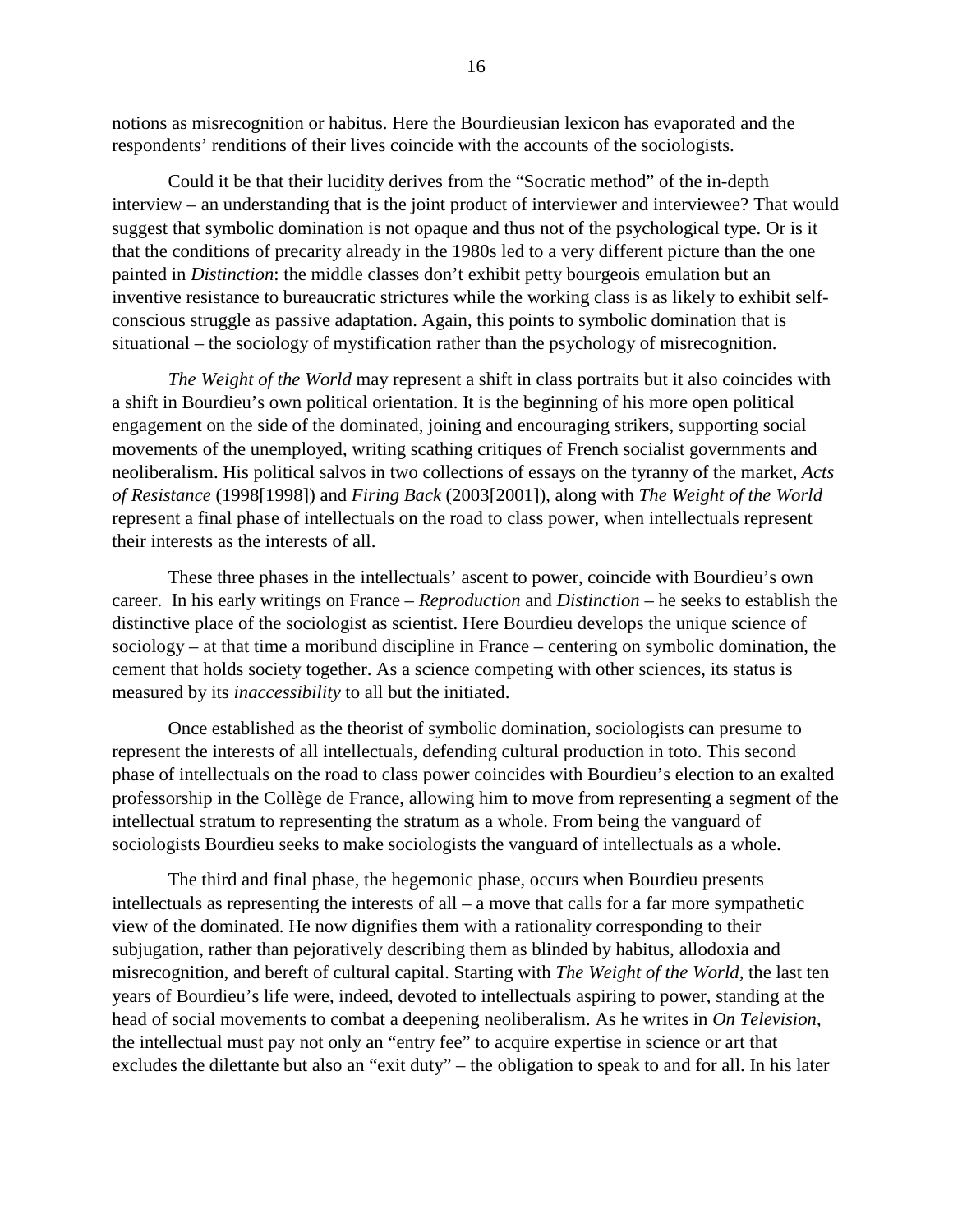notions as misrecognition or habitus. Here the Bourdieusian lexicon has evaporated and the respondents' renditions of their lives coincide with the accounts of the sociologists.

Could it be that their lucidity derives from the "Socratic method" of the in-depth interview – an understanding that is the joint product of interviewer and interviewee? That would suggest that symbolic domination is not opaque and thus not of the psychological type. Or is it that the conditions of precarity already in the 1980s led to a very different picture than the one painted in *Distinction*: the middle classes don't exhibit petty bourgeois emulation but an inventive resistance to bureaucratic strictures while the working class is as likely to exhibit self-conscious struggle as passive adaptation. Again, this points to symbolic domination that is situational – the sociology of mystification rather than the psychology of misrecognition.

*The Weight of the World* may represent a shift in class portraits but it also coincides with a shift in Bourdieu's own political orientation. It is the beginning of his more open political engagement on the side of the dominated, joining and encouraging strikers, supporting social movements of the unemployed, writing scathing critiques of French socialist governments and neoliberalism. His political salvos in two collections of essays on the tyranny of the market, *Acts of Resistance* (1998[1998]) and *Firing Back* (2003[2001]), along with *The Weight of the World* represent a final phase of intellectuals on the road to class power, when intellectuals represent their interests as the interests of all.

These three phases in the intellectuals' ascent to power, coincide with Bourdieu's own career. In his early writings on France – *Reproduction* and *Distinction* – he seeks to establish the distinctive place of the sociologist as scientist. Here Bourdieu develops the unique science of sociology – at that time a moribund discipline in France – centering on symbolic domination, the cement that holds society together. As a science competing with other sciences, its status is measured by its *inaccessibility* to all but the initiated.

Once established as the theorist of symbolic domination, sociologists can presume to represent the interests of all intellectuals, defending cultural production in toto. This second phase of intellectuals on the road to class power coincides with Bourdieu's election to an exalted professorship in the Collège de France, allowing him to move from representing a segment of the intellectual stratum to representing the stratum as a whole. From being the vanguard of sociologists Bourdieu seeks to make sociologists the vanguard of intellectuals as a whole.

The third and final phase, the hegemonic phase, occurs when Bourdieu presents intellectuals as representing the interests of all – a move that calls for a far more sympathetic view of the dominated. He now dignifies them with a rationality corresponding to their subjugation, rather than pejoratively describing them as blinded by habitus, allodoxia and misrecognition, and bereft of cultural capital. Starting with *The Weight of the World*, the last ten years of Bourdieu's life were, indeed, devoted to intellectuals aspiring to power, standing at the head of social movements to combat a deepening neoliberalism. As he writes in *On Television*, the intellectual must pay not only an "entry fee" to acquire expertise in science or art that excludes the dilettante but also an "exit duty" – the obligation to speak to and for all. In his later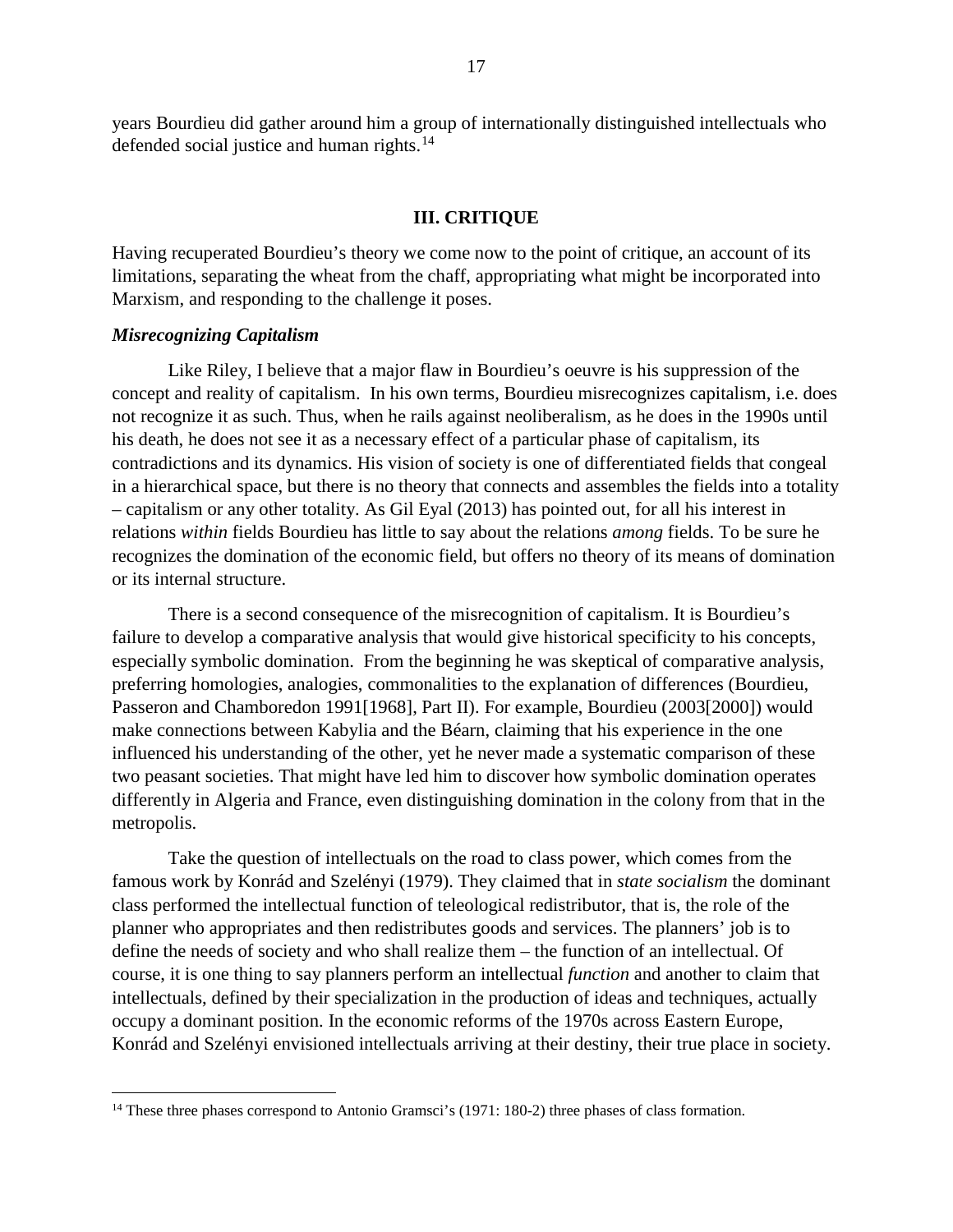years Bourdieu did gather around him a group of internationally distinguished intellectuals who defended social justice and human rights.[14]

## III. CRITIQUE

Having recuperated Bourdieu's theory we come now to the point of critique, an account of its limitations, separating the wheat from the chaff, appropriating what might be incorporated into Marxism, and responding to the challenge it poses.

### *Misrecognizing Capitalism*

Like Riley, I believe that a major flaw in Bourdieu's oeuvre is his suppression of the concept and reality of capitalism. In his own terms, Bourdieu misrecognizes capitalism, i.e. does not recognize it as such. Thus, when he rails against neoliberalism, as he does in the 1990s until his death, he does not see it as a necessary effect of a particular phase of capitalism, its contradictions and its dynamics. His vision of society is one of differentiated fields that congeal in a hierarchical space, but there is no theory that connects and assembles the fields into a totality – capitalism or any other totality. As Gil Eyal (2013) has pointed out, for all his interest in relations *within* fields Bourdieu has little to say about the relations *among* fields. To be sure he recognizes the domination of the economic field, but offers no theory of its means of domination or its internal structure.

There is a second consequence of the misrecognition of capitalism. It is Bourdieu's failure to develop a comparative analysis that would give historical specificity to his concepts, especially symbolic domination. From the beginning he was skeptical of comparative analysis, preferring homologies, analogies, commonalities to the explanation of differences (Bourdieu, Passeron and Chamboredon 1991[1968], Part II). For example, Bourdieu (2003[2000]) would make connections between Kabylia and the Béarn, claiming that his experience in the one influenced his understanding of the other, yet he never made a systematic comparison of these two peasant societies. That might have led him to discover how symbolic domination operates differently in Algeria and France, even distinguishing domination in the colony from that in the metropolis.

Take the question of intellectuals on the road to class power, which comes from the famous work by Konrád and Szelényi (1979). They claimed that in *state socialism* the dominant class performed the intellectual function of teleological redistributor, that is, the role of the planner who appropriates and then redistributes goods and services. The planners' job is to define the needs of society and who shall realize them – the function of an intellectual. Of course, it is one thing to say planners perform an intellectual *function* and another to claim that intellectuals, defined by their specialization in the production of ideas and techniques, actually occupy a dominant position. In the economic reforms of the 1970s across Eastern Europe, Konrád and Szelényi envisioned intellectuals arriving at their destiny, their true place in society.

---

[14] These three phases correspond to Antonio Gramsci's (1971: 180-2) three phases of class formation.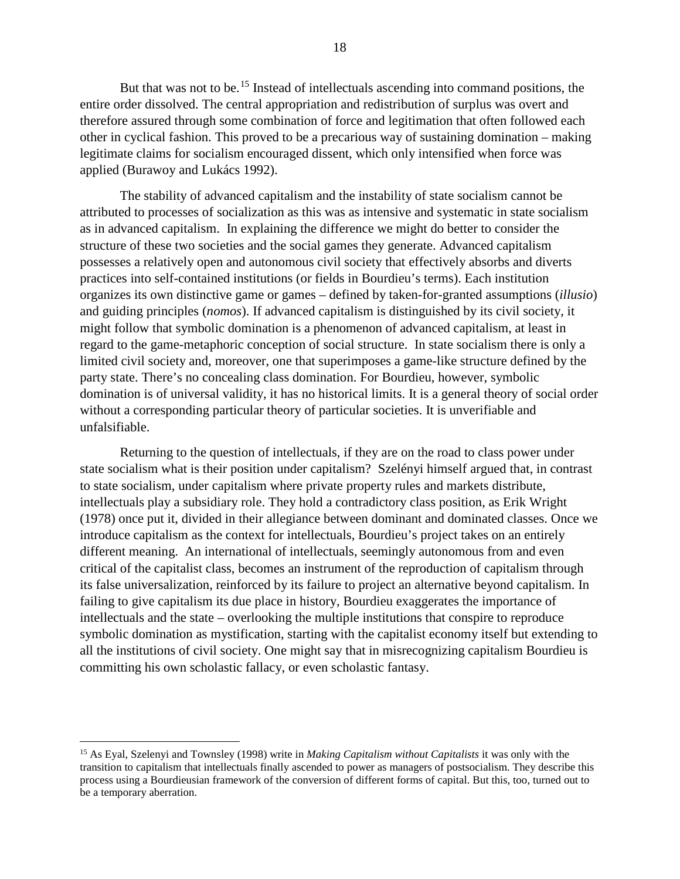But that was not to be.[15] Instead of intellectuals ascending into command positions, the entire order dissolved. The central appropriation and redistribution of surplus was overt and therefore assured through some combination of force and legitimation that often followed each other in cyclical fashion. This proved to be a precarious way of sustaining domination – making legitimate claims for socialism encouraged dissent, which only intensified when force was applied (Burawoy and Lukács 1992).

The stability of advanced capitalism and the instability of state socialism cannot be attributed to processes of socialization as this was as intensive and systematic in state socialism as in advanced capitalism. In explaining the difference we might do better to consider the structure of these two societies and the social games they generate. Advanced capitalism possesses a relatively open and autonomous civil society that effectively absorbs and diverts practices into self-contained institutions (or fields in Bourdieu's terms). Each institution organizes its own distinctive game or games – defined by taken-for-granted assumptions (*illusio*) and guiding principles (*nomos*). If advanced capitalism is distinguished by its civil society, it might follow that symbolic domination is a phenomenon of advanced capitalism, at least in regard to the game-metaphoric conception of social structure. In state socialism there is only a limited civil society and, moreover, one that superimposes a game-like structure defined by the party state. There's no concealing class domination. For Bourdieu, however, symbolic domination is of universal validity, it has no historical limits. It is a general theory of social order without a corresponding particular theory of particular societies. It is unverifiable and unfalsifiable.

Returning to the question of intellectuals, if they are on the road to class power under state socialism what is their position under capitalism? Szelényi himself argued that, in contrast to state socialism, under capitalism where private property rules and markets distribute, intellectuals play a subsidiary role. They hold a contradictory class position, as Erik Wright (1978) once put it, divided in their allegiance between dominant and dominated classes. Once we introduce capitalism as the context for intellectuals, Bourdieu's project takes on an entirely different meaning. An international of intellectuals, seemingly autonomous from and even critical of the capitalist class, becomes an instrument of the reproduction of capitalism through its false universalization, reinforced by its failure to project an alternative beyond capitalism. In failing to give capitalism its due place in history, Bourdieu exaggerates the importance of intellectuals and the state – overlooking the multiple institutions that conspire to reproduce symbolic domination as mystification, starting with the capitalist economy itself but extending to all the institutions of civil society. One might say that in misrecognizing capitalism Bourdieu is committing his own scholastic fallacy, or even scholastic fantasy.

[15] As Eyal, Szelenyi and Townsley (1998) write in *Making Capitalism without Capitalists* it was only with the transition to capitalism that intellectuals finally ascended to power as managers of postsocialism. They describe this process using a Bourdieusian framework of the conversion of different forms of capital. But this, too, turned out to be a temporary aberration.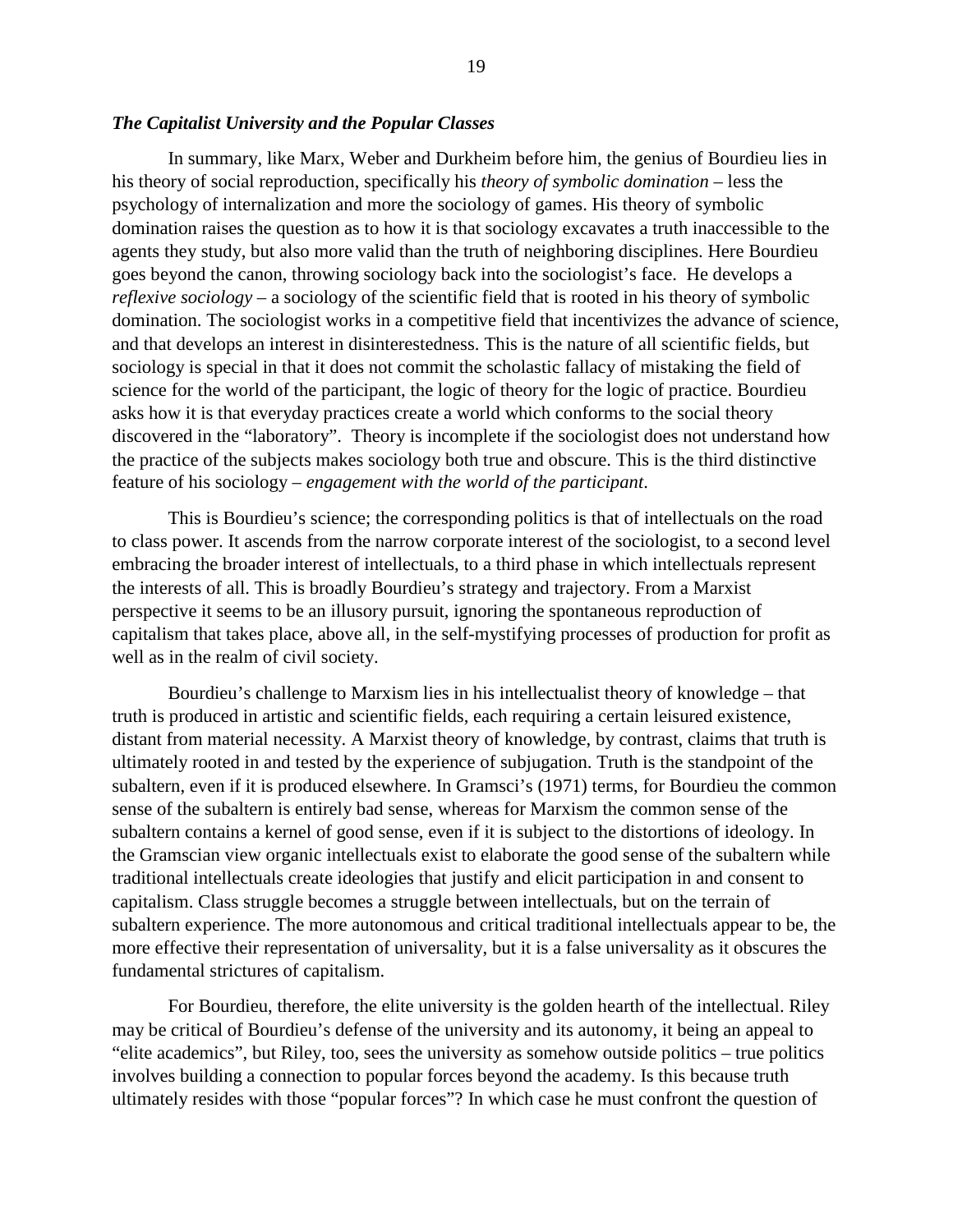### *The Capitalist University and the Popular Classes*

In summary, like Marx, Weber and Durkheim before him, the genius of Bourdieu lies in his theory of social reproduction, specifically his *theory of symbolic domination* – less the psychology of internalization and more the sociology of games. His theory of symbolic domination raises the question as to how it is that sociology excavates a truth inaccessible to the agents they study, but also more valid than the truth of neighboring disciplines. Here Bourdieu goes beyond the canon, throwing sociology back into the sociologist's face. He develops a *reflexive sociology* – a sociology of the scientific field that is rooted in his theory of symbolic domination. The sociologist works in a competitive field that incentivizes the advance of science, and that develops an interest in disinterestedness. This is the nature of all scientific fields, but sociology is special in that it does not commit the scholastic fallacy of mistaking the field of science for the world of the participant, the logic of theory for the logic of practice. Bourdieu asks how it is that everyday practices create a world which conforms to the social theory discovered in the "laboratory". Theory is incomplete if the sociologist does not understand how the practice of the subjects makes sociology both true and obscure. This is the third distinctive feature of his sociology – *engagement with the world of the participant*.

This is Bourdieu's science; the corresponding politics is that of intellectuals on the road to class power. It ascends from the narrow corporate interest of the sociologist, to a second level embracing the broader interest of intellectuals, to a third phase in which intellectuals represent the interests of all. This is broadly Bourdieu's strategy and trajectory. From a Marxist perspective it seems to be an illusory pursuit, ignoring the spontaneous reproduction of capitalism that takes place, above all, in the self-mystifying processes of production for profit as well as in the realm of civil society.

Bourdieu's challenge to Marxism lies in his intellectualist theory of knowledge – that truth is produced in artistic and scientific fields, each requiring a certain leisured existence, distant from material necessity. A Marxist theory of knowledge, by contrast, claims that truth is ultimately rooted in and tested by the experience of subjugation. Truth is the standpoint of the subaltern, even if it is produced elsewhere. In Gramsci's (1971) terms, for Bourdieu the common sense of the subaltern is entirely bad sense, whereas for Marxism the common sense of the subaltern contains a kernel of good sense, even if it is subject to the distortions of ideology. In the Gramscian view organic intellectuals exist to elaborate the good sense of the subaltern while traditional intellectuals create ideologies that justify and elicit participation in and consent to capitalism. Class struggle becomes a struggle between intellectuals, but on the terrain of subaltern experience. The more autonomous and critical traditional intellectuals appear to be, the more effective their representation of universality, but it is a false universality as it obscures the fundamental strictures of capitalism.

For Bourdieu, therefore, the elite university is the golden hearth of the intellectual. Riley may be critical of Bourdieu's defense of the university and its autonomy, it being an appeal to "elite academics", but Riley, too, sees the university as somehow outside politics – true politics involves building a connection to popular forces beyond the academy. Is this because truth ultimately resides with those "popular forces"? In which case he must confront the question of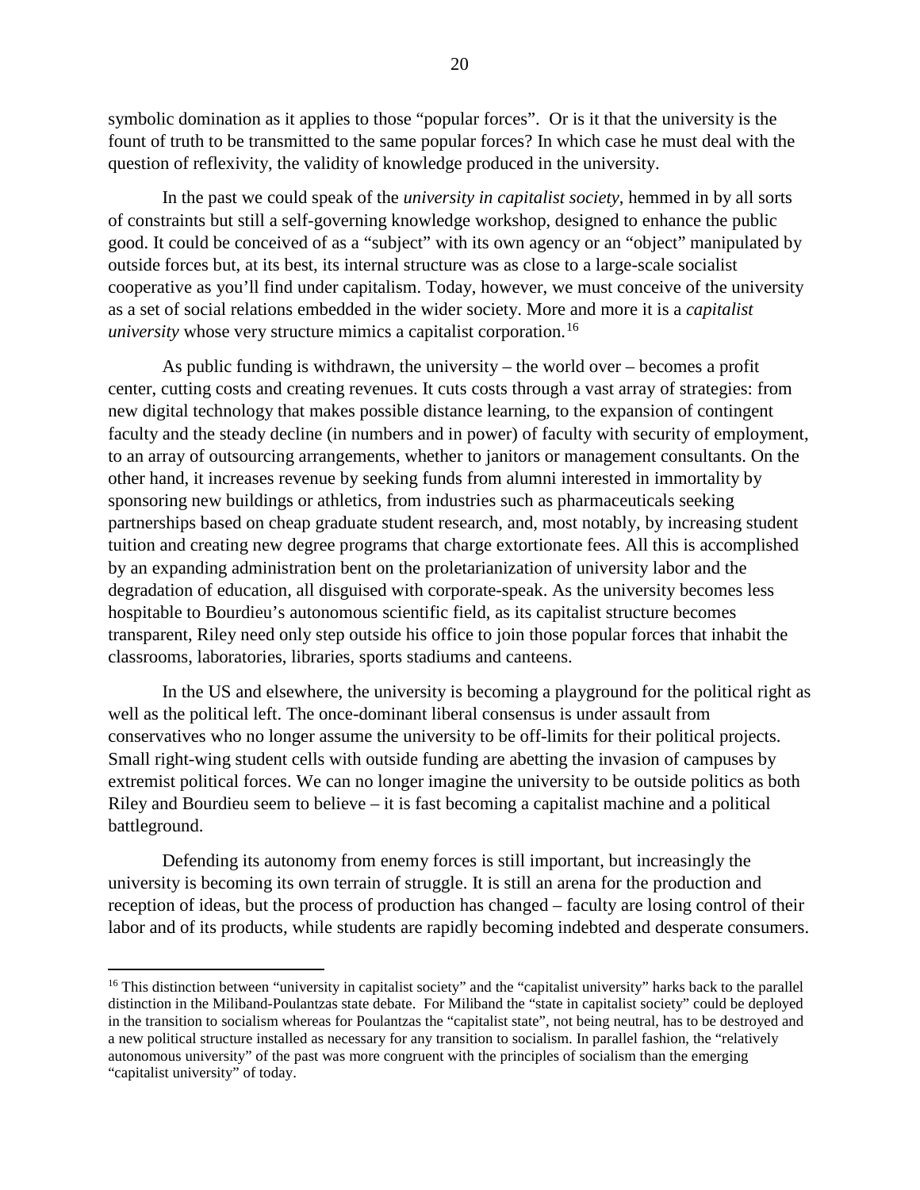symbolic domination as it applies to those "popular forces". Or is it that the university is the fount of truth to be transmitted to the same popular forces? In which case he must deal with the question of reflexivity, the validity of knowledge produced in the university.

In the past we could speak of the *university in capitalist society*, hemmed in by all sorts of constraints but still a self-governing knowledge workshop, designed to enhance the public good. It could be conceived of as a "subject" with its own agency or an "object" manipulated by outside forces but, at its best, its internal structure was as close to a large-scale socialist cooperative as you'll find under capitalism. Today, however, we must conceive of the university as a set of social relations embedded in the wider society. More and more it is a *capitalist university* whose very structure mimics a capitalist corporation.[16]

As public funding is withdrawn, the university – the world over – becomes a profit center, cutting costs and creating revenues. It cuts costs through a vast array of strategies: from new digital technology that makes possible distance learning, to the expansion of contingent faculty and the steady decline (in numbers and in power) of faculty with security of employment, to an array of outsourcing arrangements, whether to janitors or management consultants. On the other hand, it increases revenue by seeking funds from alumni interested in immortality by sponsoring new buildings or athletics, from industries such as pharmaceuticals seeking partnerships based on cheap graduate student research, and, most notably, by increasing student tuition and creating new degree programs that charge extortionate fees. All this is accomplished by an expanding administration bent on the proletarianization of university labor and the degradation of education, all disguised with corporate-speak. As the university becomes less hospitable to Bourdieu's autonomous scientific field, as its capitalist structure becomes transparent, Riley need only step outside his office to join those popular forces that inhabit the classrooms, laboratories, libraries, sports stadiums and canteens.

In the US and elsewhere, the university is becoming a playground for the political right as well as the political left. The once-dominant liberal consensus is under assault from conservatives who no longer assume the university to be off-limits for their political projects. Small right-wing student cells with outside funding are abetting the invasion of campuses by extremist political forces. We can no longer imagine the university to be outside politics as both Riley and Bourdieu seem to believe – it is fast becoming a capitalist machine and a political battleground.

Defending its autonomy from enemy forces is still important, but increasingly the university is becoming its own terrain of struggle. It is still an arena for the production and reception of ideas, but the process of production has changed – faculty are losing control of their labor and of its products, while students are rapidly becoming indebted and desperate consumers.

[16] This distinction between "university in capitalist society" and the "capitalist university" harks back to the parallel distinction in the Miliband-Poulantzas state debate. For Miliband the "state in capitalist society" could be deployed in the transition to socialism whereas for Poulantzas the "capitalist state", not being neutral, has to be destroyed and a new political structure installed as necessary for any transition to socialism. In parallel fashion, the "relatively autonomous university" of the past was more congruent with the principles of socialism than the emerging "capitalist university" of today.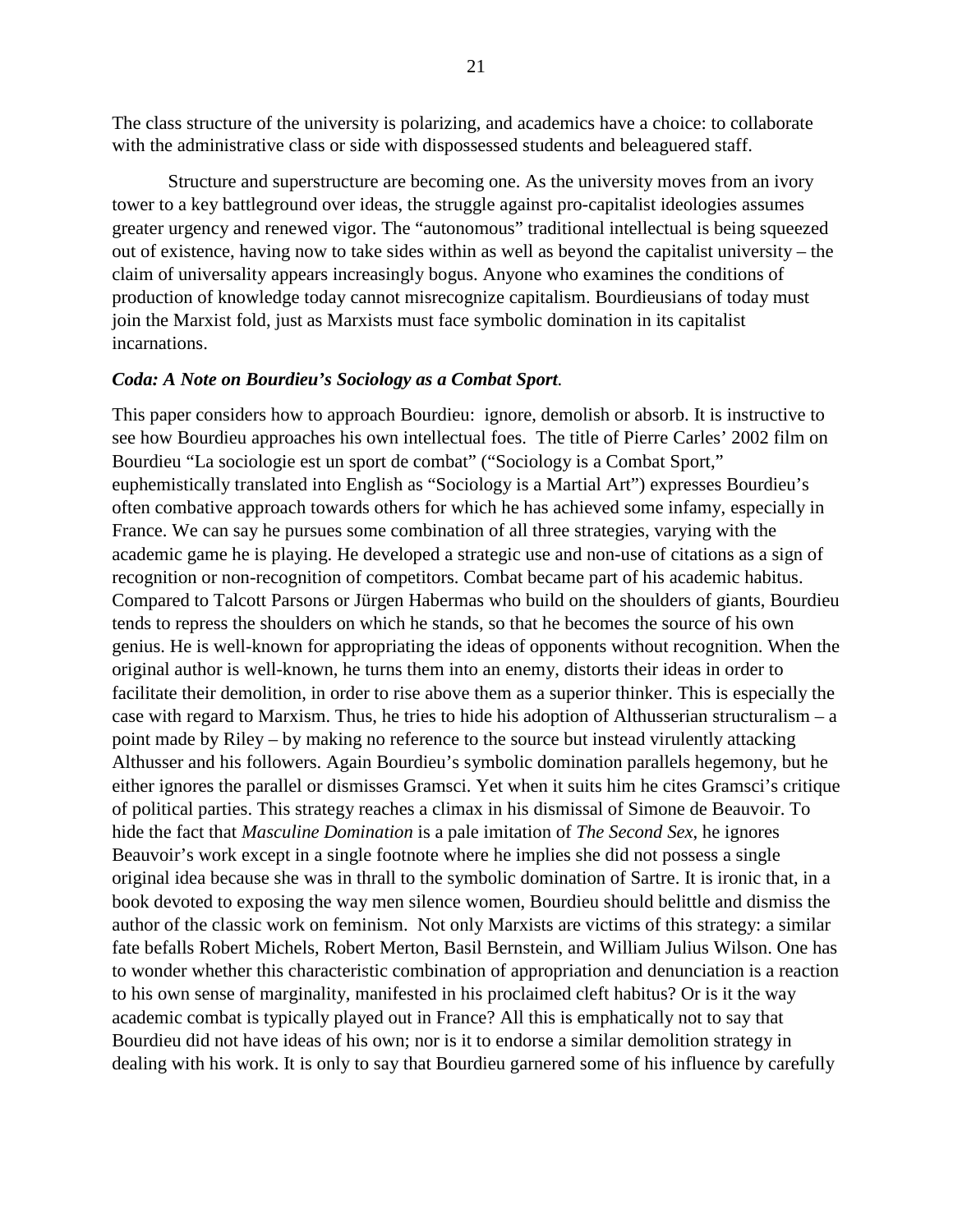The class structure of the university is polarizing, and academics have a choice: to collaborate with the administrative class or side with dispossessed students and beleaguered staff.

Structure and superstructure are becoming one. As the university moves from an ivory tower to a key battleground over ideas, the struggle against pro-capitalist ideologies assumes greater urgency and renewed vigor. The "autonomous" traditional intellectual is being squeezed out of existence, having now to take sides within as well as beyond the capitalist university – the claim of universality appears increasingly bogus. Anyone who examines the conditions of production of knowledge today cannot misrecognize capitalism. Bourdieusians of today must join the Marxist fold, just as Marxists must face symbolic domination in its capitalist incarnations.

### *Coda: A Note on Bourdieu's Sociology as a Combat Sport.*

This paper considers how to approach Bourdieu: ignore, demolish or absorb. It is instructive to see how Bourdieu approaches his own intellectual foes. The title of Pierre Carles' 2002 film on Bourdieu "La sociologie est un sport de combat" ("Sociology is a Combat Sport," euphemistically translated into English as "Sociology is a Martial Art") expresses Bourdieu's often combative approach towards others for which he has achieved some infamy, especially in France. We can say he pursues some combination of all three strategies, varying with the academic game he is playing. He developed a strategic use and non-use of citations as a sign of recognition or non-recognition of competitors. Combat became part of his academic habitus. Compared to Talcott Parsons or Jürgen Habermas who build on the shoulders of giants, Bourdieu tends to repress the shoulders on which he stands, so that he becomes the source of his own genius. He is well-known for appropriating the ideas of opponents without recognition. When the original author is well-known, he turns them into an enemy, distorts their ideas in order to facilitate their demolition, in order to rise above them as a superior thinker. This is especially the case with regard to Marxism. Thus, he tries to hide his adoption of Althusserian structuralism – a point made by Riley – by making no reference to the source but instead virulently attacking Althusser and his followers. Again Bourdieu's symbolic domination parallels hegemony, but he either ignores the parallel or dismisses Gramsci. Yet when it suits him he cites Gramsci's critique of political parties. This strategy reaches a climax in his dismissal of Simone de Beauvoir. To hide the fact that *Masculine Domination* is a pale imitation of *The Second Sex*, he ignores Beauvoir's work except in a single footnote where he implies she did not possess a single original idea because she was in thrall to the symbolic domination of Sartre. It is ironic that, in a book devoted to exposing the way men silence women, Bourdieu should belittle and dismiss the author of the classic work on feminism. Not only Marxists are victims of this strategy: a similar fate befalls Robert Michels, Robert Merton, Basil Bernstein, and William Julius Wilson. One has to wonder whether this characteristic combination of appropriation and denunciation is a reaction to his own sense of marginality, manifested in his proclaimed cleft habitus? Or is it the way academic combat is typically played out in France? All this is emphatically not to say that Bourdieu did not have ideas of his own; nor is it to endorse a similar demolition strategy in dealing with his work. It is only to say that Bourdieu garnered some of his influence by carefully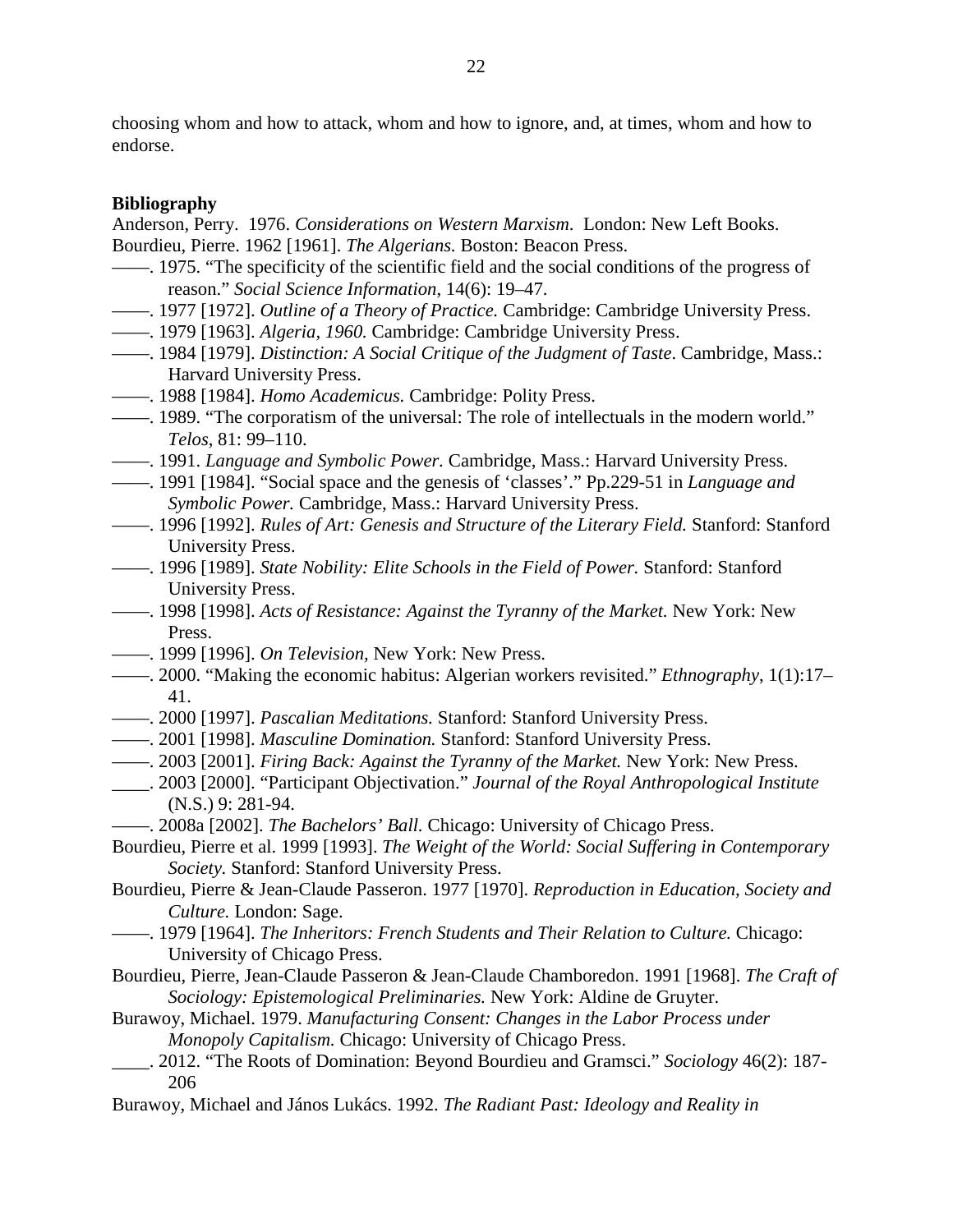choosing whom and how to attack, whom and how to ignore, and, at times, whom and how to endorse.

**Bibliography**

Anderson, Perry. 1976. *Considerations on Western Marxism*. London: New Left Books.

Bourdieu, Pierre. 1962 [1961]. *The Algerians.* Boston: Beacon Press.

——. 1975. "The specificity of the scientific field and the social conditions of the progress of reason." *Social Science Information*, 14(6): 19–47.

——. 1977 [1972]. *Outline of a Theory of Practice.* Cambridge: Cambridge University Press.

——. 1979 [1963]. *Algeria, 1960.* Cambridge: Cambridge University Press.

——. 1984 [1979]. *Distinction: A Social Critique of the Judgment of Taste*. Cambridge, Mass.: Harvard University Press.

——. 1988 [1984]. *Homo Academicus.* Cambridge: Polity Press.

——. 1989. "The corporatism of the universal: The role of intellectuals in the modern world." *Telos*, 81: 99–110.

——. 1991. *Language and Symbolic Power.* Cambridge, Mass.: Harvard University Press.

——. 1991 [1984]. "Social space and the genesis of 'classes'." Pp.229-51 in *Language and Symbolic Power.* Cambridge, Mass.: Harvard University Press.

——. 1996 [1992]. *Rules of Art: Genesis and Structure of the Literary Field.* Stanford: Stanford University Press.

——. 1996 [1989]. *State Nobility: Elite Schools in the Field of Power.* Stanford: Stanford University Press.

——. 1998 [1998]. *Acts of Resistance: Against the Tyranny of the Market.* New York: New Press.

——. 1999 [1996]. *On Television,* New York: New Press.

——. 2000. "Making the economic habitus: Algerian workers revisited." *Ethnography*, 1(1):17–41.

——. 2000 [1997]. *Pascalian Meditations.* Stanford: Stanford University Press.

——. 2001 [1998]. *Masculine Domination.* Stanford: Stanford University Press.

——. 2003 [2001]. *Firing Back: Against the Tyranny of the Market.* New York: New Press.

____. 2003 [2000]. "Participant Objectivation." *Journal of the Royal Anthropological Institute* (N.S.) 9: 281-94.

——. 2008a [2002]. *The Bachelors' Ball.* Chicago: University of Chicago Press.

Bourdieu, Pierre et al. 1999 [1993]. *The Weight of the World: Social Suffering in Contemporary Society.* Stanford: Stanford University Press.

Bourdieu, Pierre & Jean-Claude Passeron. 1977 [1970]. *Reproduction in Education, Society and Culture.* London: Sage.

——. 1979 [1964]. *The Inheritors: French Students and Their Relation to Culture.* Chicago: University of Chicago Press.

Bourdieu, Pierre, Jean-Claude Passeron & Jean-Claude Chamboredon. 1991 [1968]. *The Craft of Sociology: Epistemological Preliminaries.* New York: Aldine de Gruyter.

Burawoy, Michael. 1979. *Manufacturing Consent: Changes in the Labor Process under Monopoly Capitalism.* Chicago: University of Chicago Press.

____. 2012. "The Roots of Domination: Beyond Bourdieu and Gramsci." *Sociology* 46(2): 187-206

Burawoy, Michael and János Lukács. 1992. *The Radiant Past: Ideology and Reality in*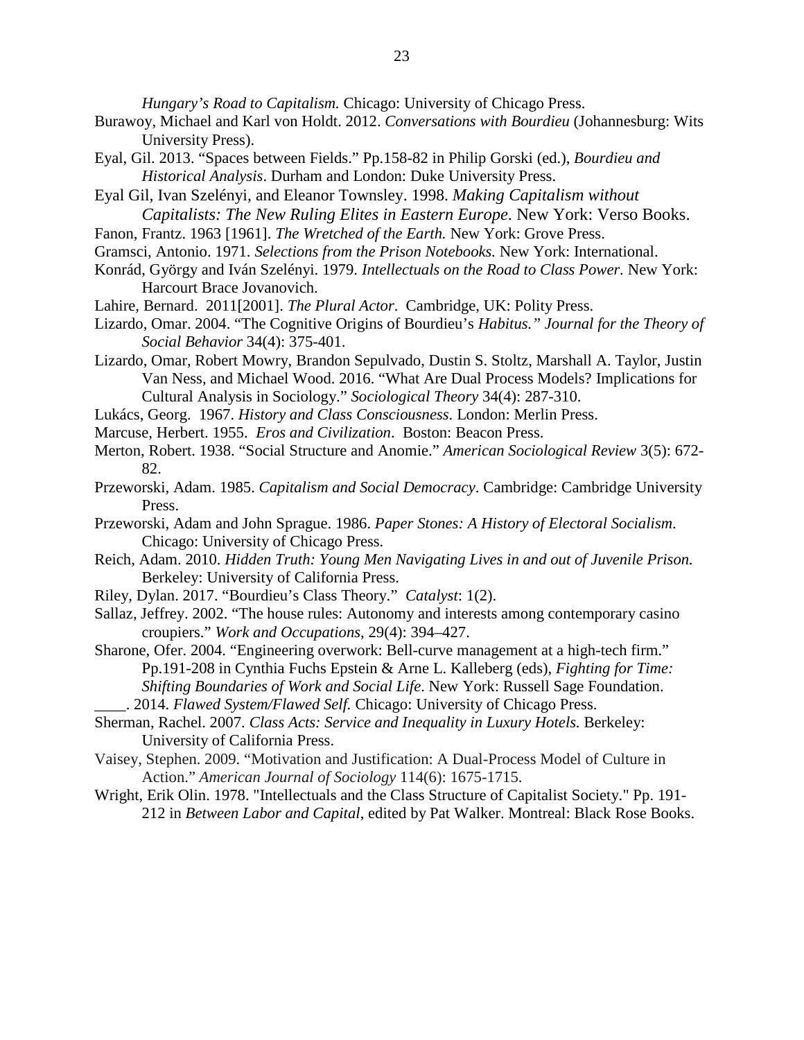*Hungary's Road to Capitalism.* Chicago: University of Chicago Press.

Burawoy, Michael and Karl von Holdt. 2012. *Conversations with Bourdieu* (Johannesburg: Wits University Press).

Eyal, Gil. 2013. "Spaces between Fields." Pp.158-82 in Philip Gorski (ed.), *Bourdieu and Historical Analysis*. Durham and London: Duke University Press.

Eyal Gil, Ivan Szelényi, and Eleanor Townsley. 1998. *Making Capitalism without Capitalists: The New Ruling Elites in Eastern Europe*. New York: Verso Books.

Fanon, Frantz. 1963 [1961]. *The Wretched of the Earth.* New York: Grove Press.

Gramsci, Antonio. 1971. *Selections from the Prison Notebooks.* New York: International.

Konrád, György and Iván Szelényi. 1979. *Intellectuals on the Road to Class Power.* New York: Harcourt Brace Jovanovich.

Lahire, Bernard. 2011[2001]. *The Plural Actor*. Cambridge, UK: Polity Press.

Lizardo, Omar. 2004. "The Cognitive Origins of Bourdieu's *Habitus." Journal for the Theory of Social Behavior* 34(4): 375-401.

Lizardo, Omar, Robert Mowry, Brandon Sepulvado, Dustin S. Stoltz, Marshall A. Taylor, Justin Van Ness, and Michael Wood. 2016. "What Are Dual Process Models? Implications for Cultural Analysis in Sociology." *Sociological Theory* 34(4): 287-310.

Lukács, Georg. 1967. *History and Class Consciousness*. London: Merlin Press.

Marcuse, Herbert. 1955. *Eros and Civilization*. Boston: Beacon Press.

Merton, Robert. 1938. "Social Structure and Anomie." *American Sociological Review* 3(5): 672-82.

Przeworski, Adam. 1985. *Capitalism and Social Democracy*. Cambridge: Cambridge University Press.

Przeworski, Adam and John Sprague. 1986. *Paper Stones: A History of Electoral Socialism*. Chicago: University of Chicago Press.

Reich, Adam. 2010. *Hidden Truth: Young Men Navigating Lives in and out of Juvenile Prison.* Berkeley: University of California Press.

Riley, Dylan. 2017. "Bourdieu's Class Theory." *Catalyst*: 1(2).

Sallaz, Jeffrey. 2002. "The house rules: Autonomy and interests among contemporary casino croupiers." *Work and Occupations*, 29(4): 394–427.

Sharone, Ofer. 2004. "Engineering overwork: Bell-curve management at a high-tech firm." Pp.191-208 in Cynthia Fuchs Epstein & Arne L. Kalleberg (eds), *Fighting for Time: Shifting Boundaries of Work and Social Life*. New York: Russell Sage Foundation.

____. 2014. *Flawed System/Flawed Self.* Chicago: University of Chicago Press.

Sherman, Rachel. 2007. *Class Acts: Service and Inequality in Luxury Hotels.* Berkeley: University of California Press.

Vaisey, Stephen. 2009. "Motivation and Justification: A Dual-Process Model of Culture in Action." *American Journal of Sociology* 114(6): 1675-1715.

Wright, Erik Olin. 1978. "Intellectuals and the Class Structure of Capitalist Society." Pp. 191-212 in *Between Labor and Capital*, edited by Pat Walker. Montreal: Black Rose Books.